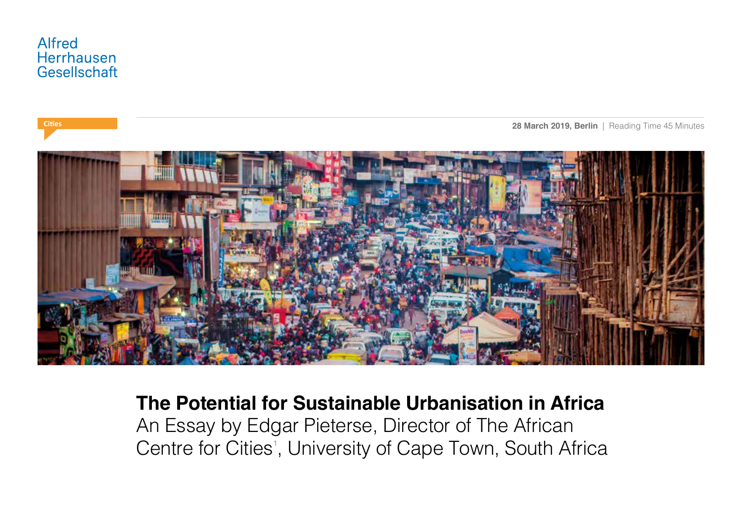Alfred
Herrhausen
Gesellschaft

Cities

**28 March 2019, Berlin** | Reading Time 45 Minutes

# The Potential for Sustainable Urbanisation in Africa

An Essay by Edgar Pieterse, Director of The African Centre for Cities[1], University of Cape Town, South Africa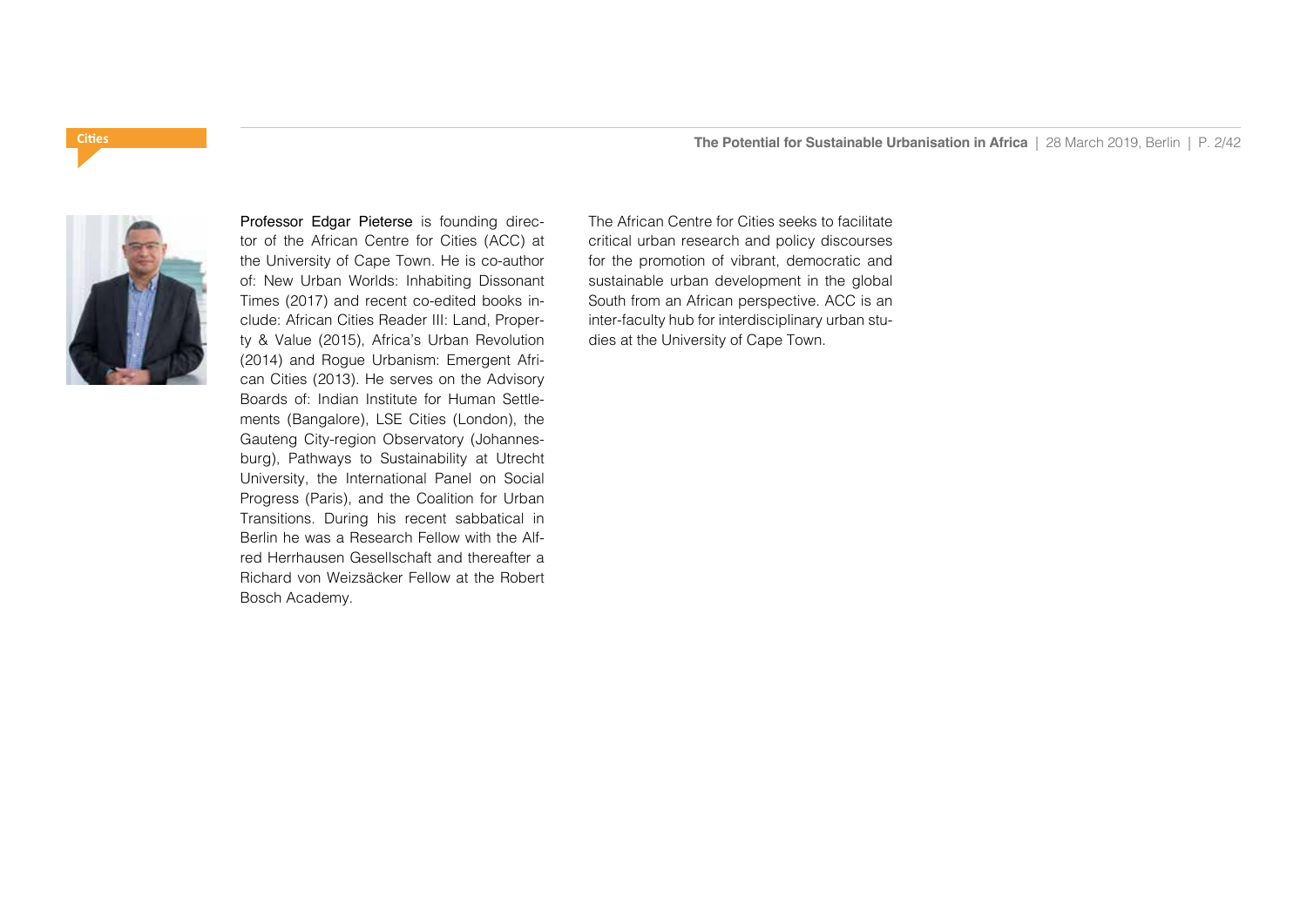**Professor Edgar Pieterse** is founding director of the African Centre for Cities (ACC) at the University of Cape Town. He is co-author of: New Urban Worlds: Inhabiting Dissonant Times (2017) and recent co-edited books include: African Cities Reader III: Land, Property & Value (2015), Africa's Urban Revolution (2014) and Rogue Urbanism: Emergent African Cities (2013). He serves on the Advisory Boards of: Indian Institute for Human Settlements (Bangalore), LSE Cities (London), the Gauteng City-region Observatory (Johannesburg), Pathways to Sustainability at Utrecht University, the International Panel on Social Progress (Paris), and the Coalition for Urban Transitions. During his recent sabbatical in Berlin he was a Research Fellow with the Alfred Herrhausen Gesellschaft and thereafter a Richard von Weizsäcker Fellow at the Robert Bosch Academy.

The African Centre for Cities seeks to facilitate critical urban research and policy discourses for the promotion of vibrant, democratic and sustainable urban development in the global South from an African perspective. ACC is an inter-faculty hub for interdisciplinary urban studies at the University of Cape Town.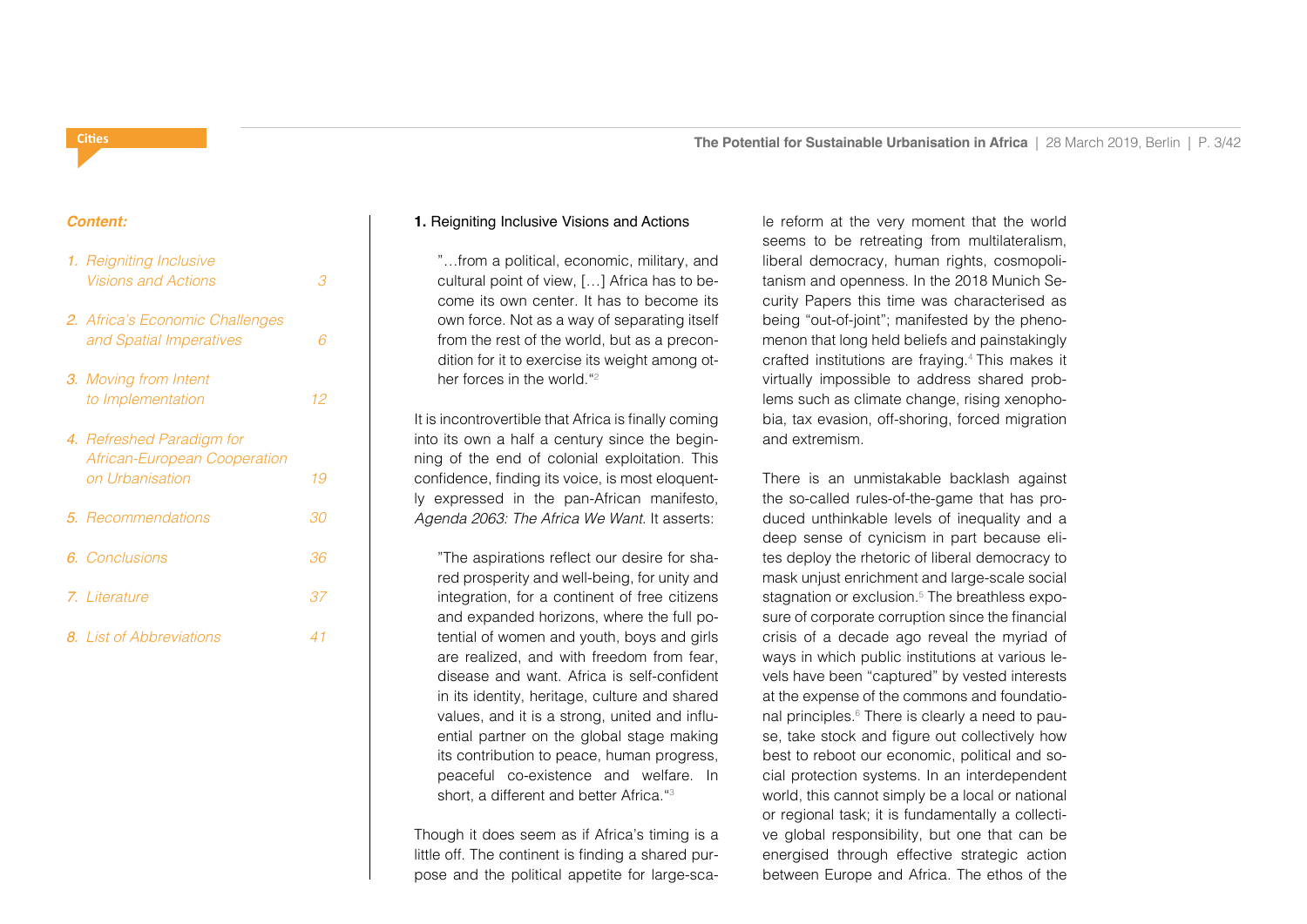*Content:*

1. Reigniting Inclusive Visions and Actions — 3
2. Africa's Economic Challenges and Spatial Imperatives — 6
3. Moving from Intent to Implementation — 12
4. Refreshed Paradigm for African-European Cooperation on Urbanisation — 19
5. Recommendations — 30
6. Conclusions — 36
7. Literature — 37
8. List of Abbreviations — 41

## 1. Reigniting Inclusive Visions and Actions

> "…from a political, economic, military, and cultural point of view, […] Africa has to become its own center. It has to become its own force. Not as a way of separating itself from the rest of the world, but as a precondition for it to exercise its weight among other forces in the world."[2]

It is incontrovertible that Africa is finally coming into its own a half a century since the beginning of the end of colonial exploitation. This confidence, finding its voice, is most eloquently expressed in the pan-African manifesto, *Agenda 2063: The Africa We Want*. It asserts:

> "The aspirations reflect our desire for shared prosperity and well-being, for unity and integration, for a continent of free citizens and expanded horizons, where the full potential of women and youth, boys and girls are realized, and with freedom from fear, disease and want. Africa is self-confident in its identity, heritage, culture and shared values, and it is a strong, united and influential partner on the global stage making its contribution to peace, human progress, peaceful co-existence and welfare. In short, a different and better Africa."[3]

Though it does seem as if Africa's timing is a little off. The continent is finding a shared purpose and the political appetite for large-scale reform at the very moment that the world seems to be retreating from multilateralism, liberal democracy, human rights, cosmopolitanism and openness. In the 2018 Munich Security Papers this time was characterised as being "out-of-joint"; manifested by the phenomenon that long held beliefs and painstakingly crafted institutions are fraying.[4] This makes it virtually impossible to address shared problems such as climate change, rising xenophobia, tax evasion, off-shoring, forced migration and extremism.

There is an unmistakable backlash against the so-called rules-of-the-game that has produced unthinkable levels of inequality and a deep sense of cynicism in part because elites deploy the rhetoric of liberal democracy to mask unjust enrichment and large-scale social stagnation or exclusion.[5] The breathless exposure of corporate corruption since the financial crisis of a decade ago reveal the myriad of ways in which public institutions at various levels have been "captured" by vested interests at the expense of the commons and foundational principles.[6] There is clearly a need to pause, take stock and figure out collectively how best to reboot our economic, political and social protection systems. In an interdependent world, this cannot simply be a local or national or regional task; it is fundamentally a collective global responsibility, but one that can be energised through effective strategic action between Europe and Africa. The ethos of the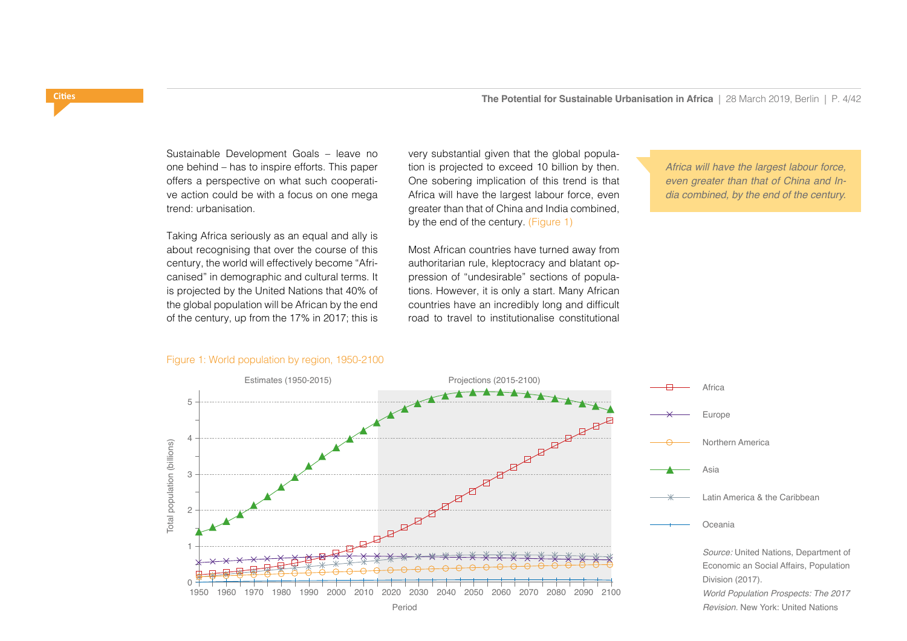Sustainable Development Goals – leave no one behind – has to inspire efforts. This paper offers a perspective on what such cooperative action could be with a focus on one mega trend: urbanisation.

Taking Africa seriously as an equal and ally is about recognising that over the course of this century, the world will effectively become "Africanised" in demographic and cultural terms. It is projected by the United Nations that 40% of the global population will be African by the end of the century, up from the 17% in 2017; this is very substantial given that the global population is projected to exceed 10 billion by then. One sobering implication of this trend is that Africa will have the largest labour force, even greater than that of China and India combined, by the end of the century. (Figure 1)

Most African countries have turned away from authoritarian rule, kleptocracy and blatant oppression of "undesirable" sections of populations. However, it is only a start. Many African countries have an incredibly long and difficult road to travel to institutionalise constitutional

> *Africa will have the largest labour force, even greater than that of China and India combined, by the end of the century.*

Figure 1: World population by region, 1950-2100

*Source:* United Nations, Department of Economic an Social Affairs, Population Division (2017). *World Population Prospects: The 2017 Revision.* New York: United Nations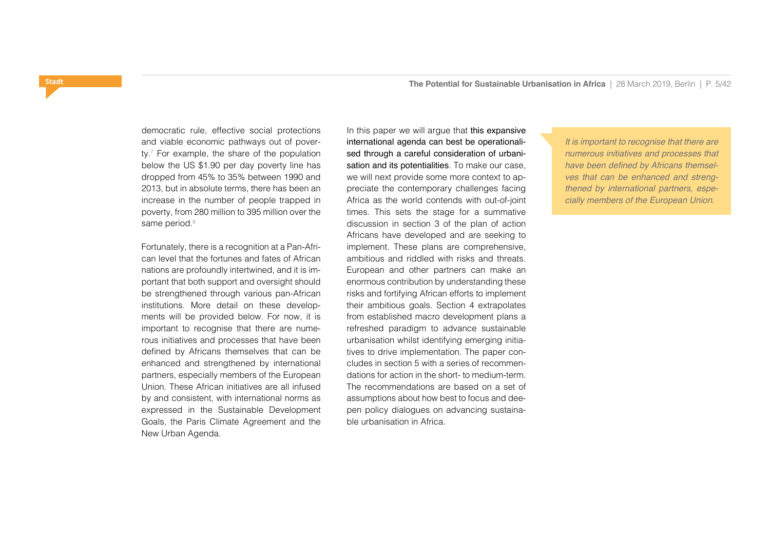democratic rule, effective social protections and viable economic pathways out of poverty.[7] For example, the share of the population below the US $1.90 per day poverty line has dropped from 45% to 35% between 1990 and 2013, but in absolute terms, there has been an increase in the number of people trapped in poverty, from 280 million to 395 million over the same period.[8]

Fortunately, there is a recognition at a Pan-African level that the fortunes and fates of African nations are profoundly intertwined, and it is important that both support and oversight should be strengthened through various pan-African institutions. More detail on these developments will be provided below. For now, it is important to recognise that there are numerous initiatives and processes that have been defined by Africans themselves that can be enhanced and strengthened by international partners, especially members of the European Union. These African initiatives are all infused by and consistent, with international norms as expressed in the Sustainable Development Goals, the Paris Climate Agreement and the New Urban Agenda.

In this paper we will argue that this expansive international agenda can best be operationalised through a careful consideration of urbanisation and its potentialities. To make our case, we will next provide some more context to appreciate the contemporary challenges facing Africa as the world contends with out-of-joint times. This sets the stage for a summative discussion in section 3 of the plan of action Africans have developed and are seeking to implement. These plans are comprehensive, ambitious and riddled with risks and threats. European and other partners can make an enormous contribution by understanding these risks and fortifying African efforts to implement their ambitious goals. Section 4 extrapolates from established macro development plans a refreshed paradigm to advance sustainable urbanisation whilst identifying emerging initiatives to drive implementation. The paper concludes in section 5 with a series of recommendations for action in the short- to medium-term. The recommendations are based on a set of assumptions about how best to focus and deepen policy dialogues on advancing sustainable urbanisation in Africa.

*It is important to recognise that there are numerous initiatives and processes that have been defined by Africans themselves that can be enhanced and strengthened by international partners, especially members of the European Union.*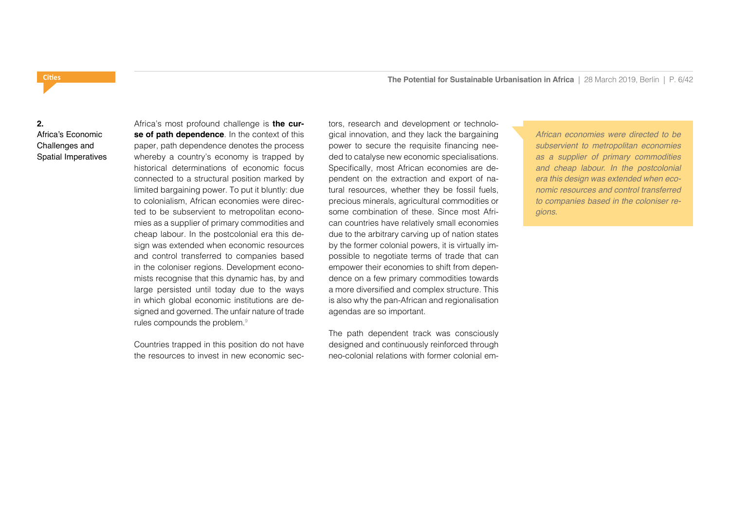## 2. Africa's Economic Challenges and Spatial Imperatives

Africa's most profound challenge is **the curse of path dependence**. In the context of this paper, path dependence denotes the process whereby a country's economy is trapped by historical determinations of economic focus connected to a structural position marked by limited bargaining power. To put it bluntly: due to colonialism, African economies were directed to be subservient to metropolitan economies as a supplier of primary commodities and cheap labour. In the postcolonial era this design was extended when economic resources and control transferred to companies based in the coloniser regions. Development economists recognise that this dynamic has, by and large persisted until today due to the ways in which global economic institutions are designed and governed. The unfair nature of trade rules compounds the problem.[9]

Countries trapped in this position do not have the resources to invest in new economic sectors, research and development or technological innovation, and they lack the bargaining power to secure the requisite financing needed to catalyse new economic specialisations. Specifically, most African economies are dependent on the extraction and export of natural resources, whether they be fossil fuels, precious minerals, agricultural commodities or some combination of these. Since most African countries have relatively small economies due to the arbitrary carving up of nation states by the former colonial powers, it is virtually impossible to negotiate terms of trade that can empower their economies to shift from dependence on a few primary commodities towards a more diversified and complex structure. This is also why the pan-African and regionalisation agendas are so important.

The path dependent track was consciously designed and continuously reinforced through neo-colonial relations with former colonial em-

> *African economies were directed to be subservient to metropolitan economies as a supplier of primary commodities and cheap labour. In the postcolonial era this design was extended when economic resources and control transferred to companies based in the coloniser regions.*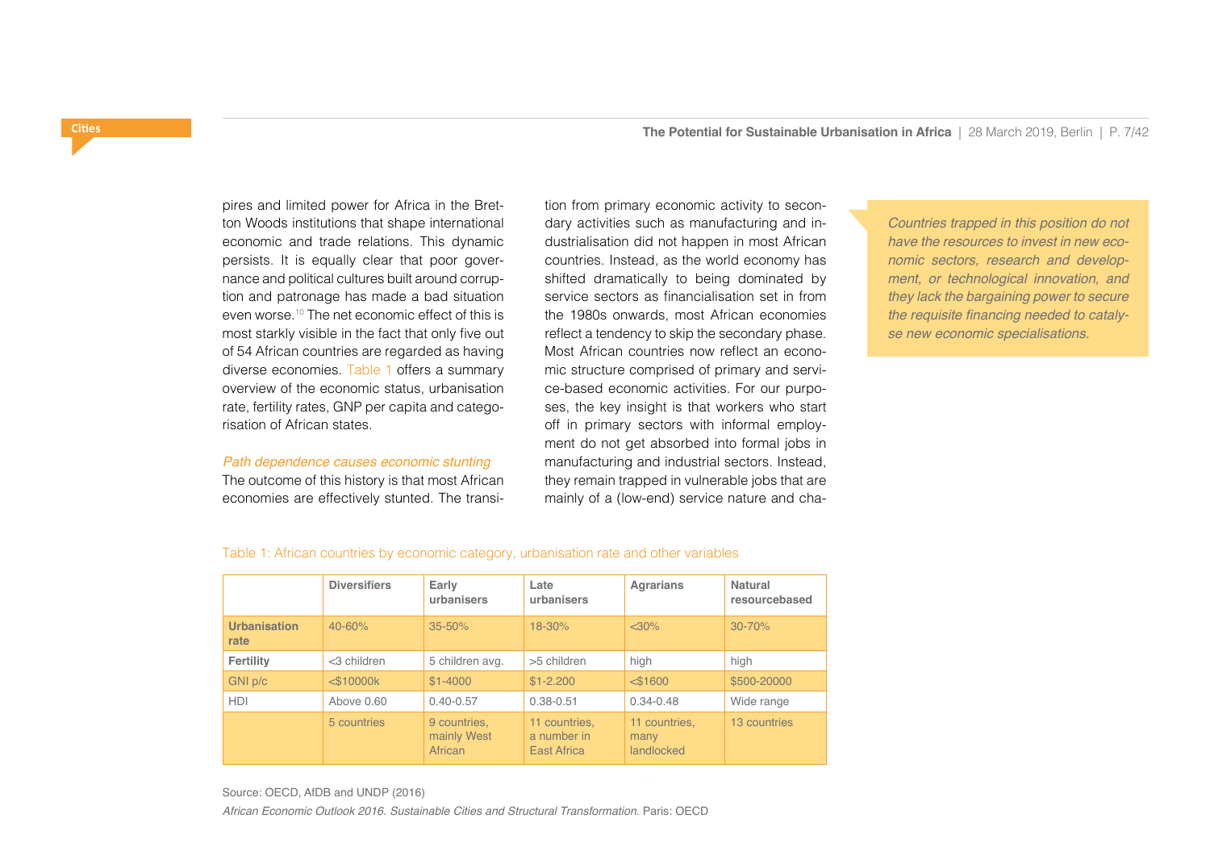pires and limited power for Africa in the Bretton Woods institutions that shape international economic and trade relations. This dynamic persists. It is equally clear that poor governance and political cultures built around corruption and patronage has made a bad situation even worse.[10] The net economic effect of this is most starkly visible in the fact that only five out of 54 African countries are regarded as having diverse economies. Table 1 offers a summary overview of the economic status, urbanisation rate, fertility rates, GNP per capita and categorisation of African states.

*Path dependence causes economic stunting*

The outcome of this history is that most African economies are effectively stunted. The transition from primary economic activity to secondary activities such as manufacturing and industrialisation did not happen in most African countries. Instead, as the world economy has shifted dramatically to being dominated by service sectors as financialisation set in from the 1980s onwards, most African economies reflect a tendency to skip the secondary phase. Most African countries now reflect an economic structure comprised of primary and service-based economic activities. For our purposes, the key insight is that workers who start off in primary sectors with informal employment do not get absorbed into formal jobs in manufacturing and industrial sectors. Instead, they remain trapped in vulnerable jobs that are mainly of a (low-end) service nature and cha-

> *Countries trapped in this position do not have the resources to invest in new economic sectors, research and development, or technological innovation, and they lack the bargaining power to secure the requisite financing needed to catalyse new economic specialisations.*

Table 1: African countries by economic category, urbanisation rate and other variables

| | Diversifiers | Early urbanisers | Late urbanisers | Agrarians | Natural resourcebased |
|---|---|---|---|---|---|
| **Urbanisation rate** | 40-60% | 35-50% | 18-30% | <30% | 30-70% |
| **Fertility** | <3 children | 5 children avg. | >5 children | high | high |
| GNI p/c | <$10000k | $1-4000 | $1-2.200 | <$1600 | $500-20000 |
| HDI | Above 0.60 | 0.40-0.57 | 0.38-0.51 | 0.34-0.48 | Wide range |
| | 5 countries | 9 countries, mainly West African | 11 countries, a number in East Africa | 11 countries, many landlocked | 13 countries |

Source: OECD, AfDB and UNDP (2016)

*African Economic Outlook 2016. Sustainable Cities and Structural Transformation.* Paris: OECD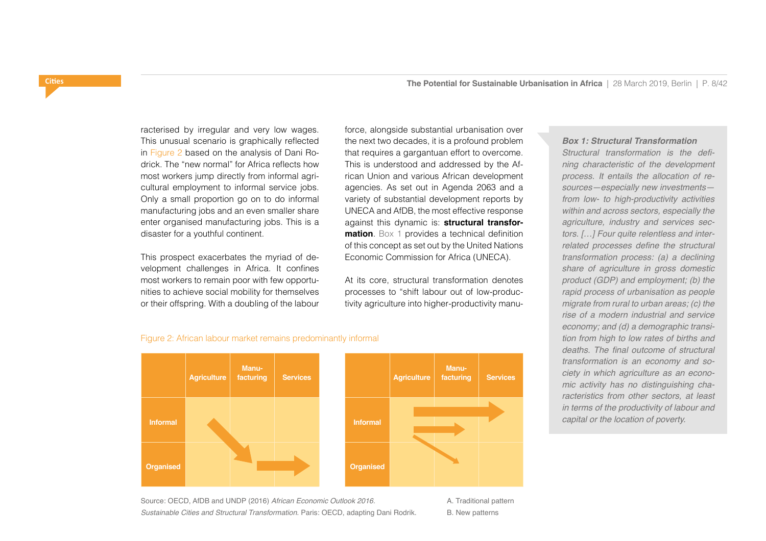racterised by irregular and very low wages. This unusual scenario is graphically reflected in Figure 2 based on the analysis of Dani Rodrick. The "new normal" for Africa reflects how most workers jump directly from informal agricultural employment to informal service jobs. Only a small proportion go on to do informal manufacturing jobs and an even smaller share enter organised manufacturing jobs. This is a disaster for a youthful continent.

This prospect exacerbates the myriad of development challenges in Africa. It confines most workers to remain poor with few opportunities to achieve social mobility for themselves or their offspring. With a doubling of the labour force, alongside substantial urbanisation over the next two decades, it is a profound problem that requires a gargantuan effort to overcome. This is understood and addressed by the African Union and various African development agencies. As set out in Agenda 2063 and a variety of substantial development reports by UNECA and AfDB, the most effective response against this dynamic is: **structural transformation**. Box 1 provides a technical definition of this concept as set out by the United Nations Economic Commission for Africa (UNECA).

At its core, structural transformation denotes processes to "shift labour out of low-productivity agriculture into higher-productivity manu-

> ***Box 1: Structural Transformation***
>
> *Structural transformation is the defining characteristic of the development process. It entails the allocation of resources—especially new investments—from low- to high-productivity activities within and across sectors, especially the agriculture, industry and services sectors. […] Four quite relentless and interrelated processes define the structural transformation process: (a) a declining share of agriculture in gross domestic product (GDP) and employment; (b) the rapid process of urbanisation as people migrate from rural to urban areas; (c) the rise of a modern industrial and service economy; and (d) a demographic transition from high to low rates of births and deaths. The final outcome of structural transformation is an economy and society in which agriculture as an economic activity has no distinguishing characteristics from other sectors, at least in terms of the productivity of labour and capital or the location of poverty.*

Figure 2: African labour market remains predominantly informal

A. Traditional pattern

| | Agriculture | Manu-facturing | Services |
|---|---|---|---|
| Informal | | | |
| Organised | | | |

B. New patterns

| | Agriculture | Manu-facturing | Services |
|---|---|---|---|
| Informal | | | |
| Organised | | | |

Source: OECD, AfDB and UNDP (2016) *African Economic Outlook 2016. Sustainable Cities and Structural Transformation.* Paris: OECD, adapting Dani Rodrik.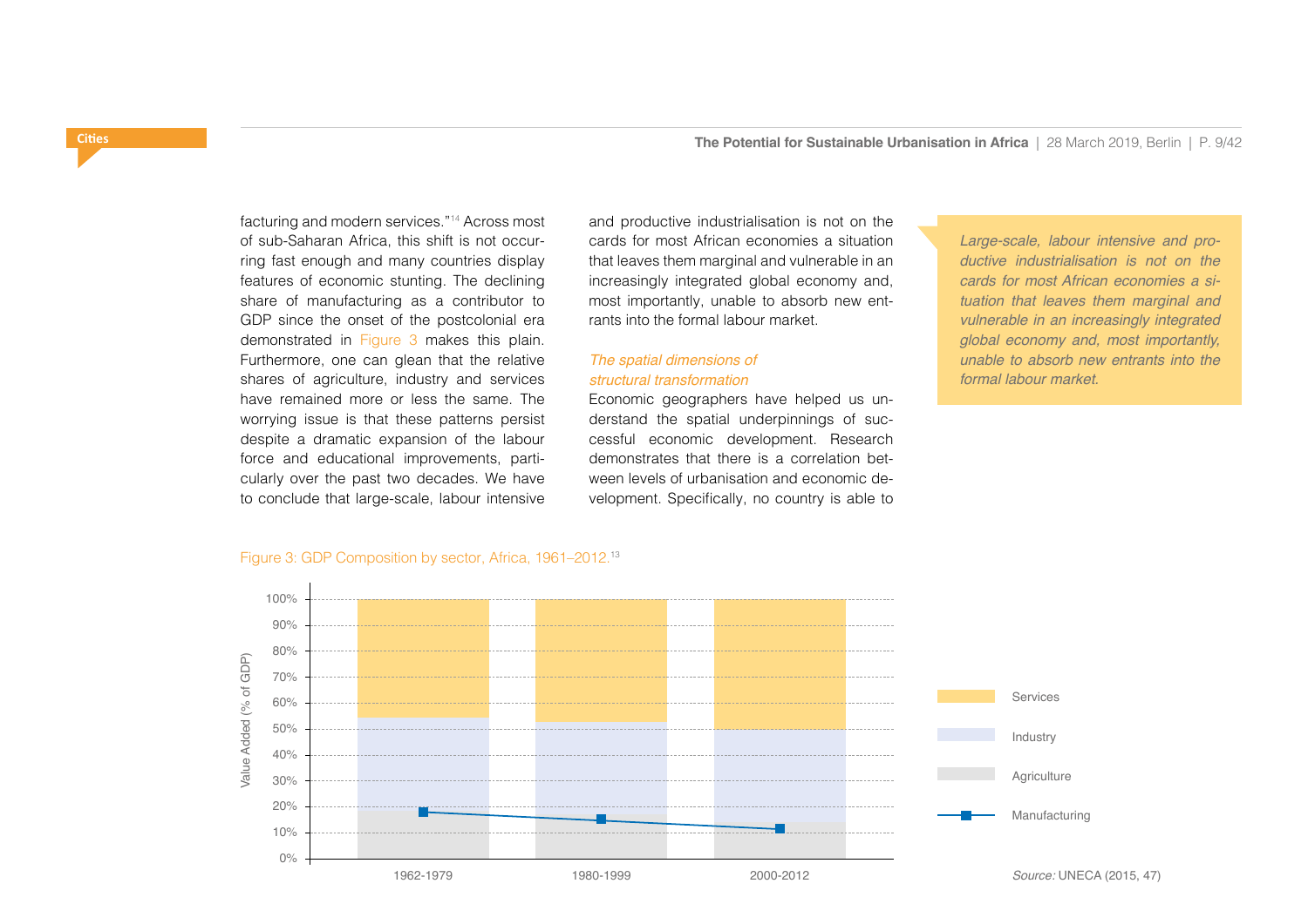facturing and modern services."[14] Across most of sub-Saharan Africa, this shift is not occurring fast enough and many countries display features of economic stunting. The declining share of manufacturing as a contributor to GDP since the onset of the postcolonial era demonstrated in Figure 3 makes this plain. Furthermore, one can glean that the relative shares of agriculture, industry and services have remained more or less the same. The worrying issue is that these patterns persist despite a dramatic expansion of the labour force and educational improvements, particularly over the past two decades. We have to conclude that large-scale, labour intensive and productive industrialisation is not on the cards for most African economies a situation that leaves them marginal and vulnerable in an increasingly integrated global economy and, most importantly, unable to absorb new entrants into the formal labour market.

*Large-scale, labour intensive and productive industrialisation is not on the cards for most African economies a situation that leaves them marginal and vulnerable in an increasingly integrated global economy and, most importantly, unable to absorb new entrants into the formal labour market.*

### *The spatial dimensions of structural transformation*

Economic geographers have helped us understand the spatial underpinnings of successful economic development. Research demonstrates that there is a correlation between levels of urbanisation and economic development. Specifically, no country is able to

Figure 3: GDP Composition by sector, Africa, 1961–2012.[13]

*Source:* UNECA (2015, 47)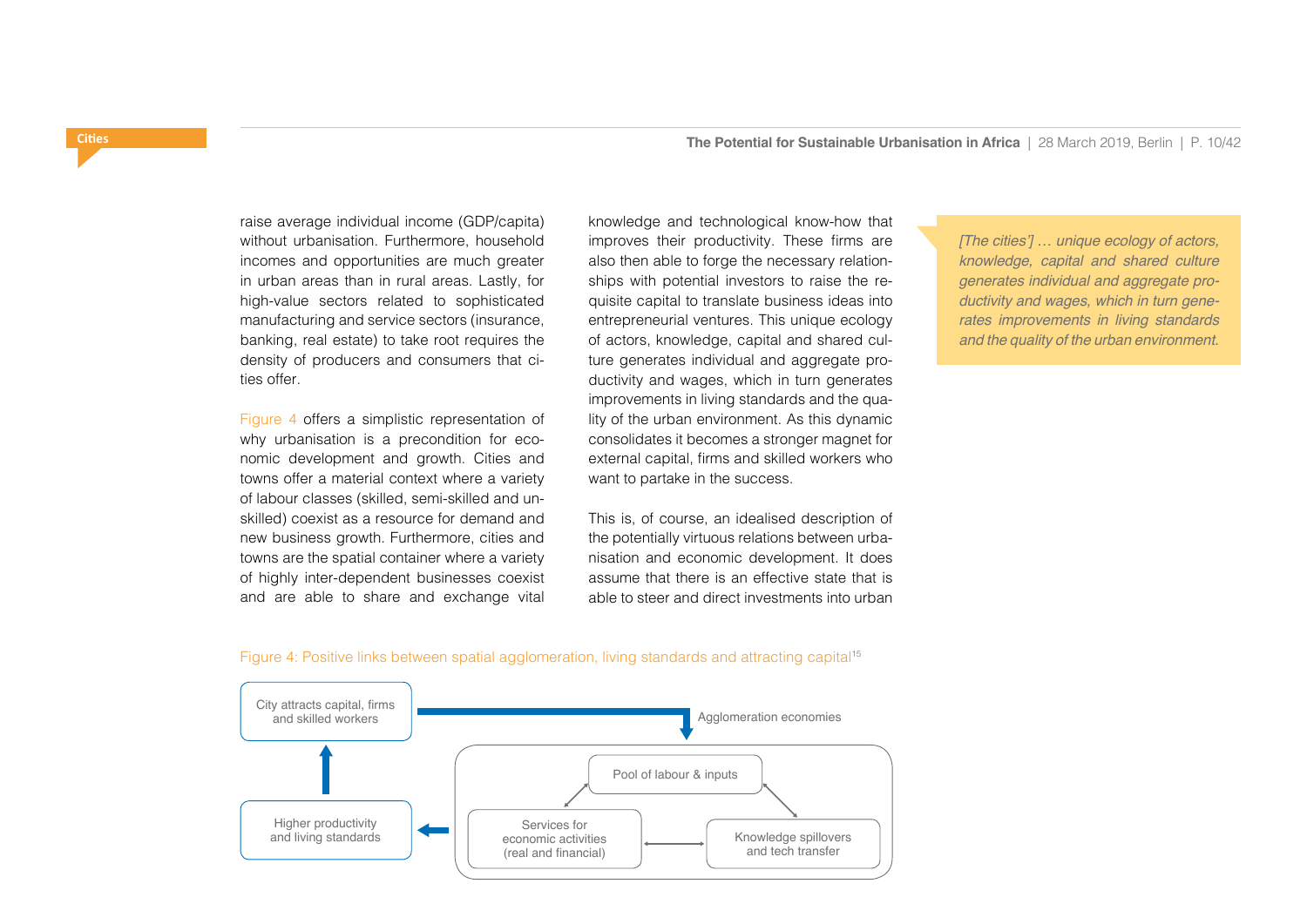raise average individual income (GDP/capita) without urbanisation. Furthermore, household incomes and opportunities are much greater in urban areas than in rural areas. Lastly, for high-value sectors related to sophisticated manufacturing and service sectors (insurance, banking, real estate) to take root requires the density of producers and consumers that cities offer.

Figure 4 offers a simplistic representation of why urbanisation is a precondition for economic development and growth. Cities and towns offer a material context where a variety of labour classes (skilled, semi-skilled and unskilled) coexist as a resource for demand and new business growth. Furthermore, cities and towns are the spatial container where a variety of highly inter-dependent businesses coexist and are able to share and exchange vital knowledge and technological know-how that improves their productivity. These firms are also then able to forge the necessary relationships with potential investors to raise the requisite capital to translate business ideas into entrepreneurial ventures. This unique ecology of actors, knowledge, capital and shared culture generates individual and aggregate productivity and wages, which in turn generates improvements in living standards and the quality of the urban environment. As this dynamic consolidates it becomes a stronger magnet for external capital, firms and skilled workers who want to partake in the success.

This is, of course, an idealised description of the potentially virtuous relations between urbanisation and economic development. It does assume that there is an effective state that is able to steer and direct investments into urban

> *[The cities'] … unique ecology of actors, knowledge, capital and shared culture generates individual and aggregate productivity and wages, which in turn generates improvements in living standards and the quality of the urban environment.*

Figure 4: Positive links between spatial agglomeration, living standards and attracting capital[15]

City attracts capital, firms and skilled workers

Agglomeration economies

Pool of labour & inputs

Services for economic activities (real and financial)

Knowledge spillovers and tech transfer

Higher productivity and living standards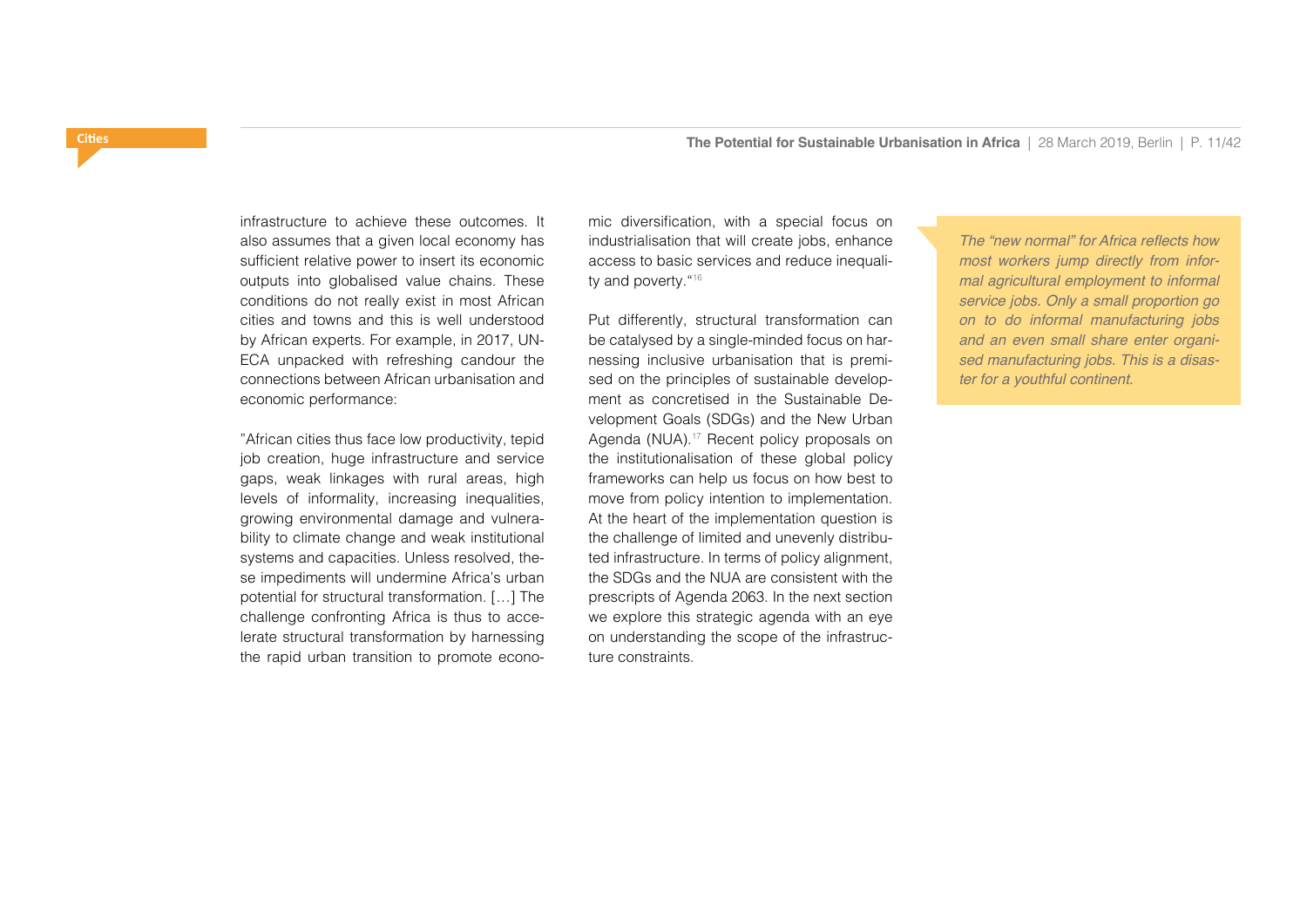infrastructure to achieve these outcomes. It also assumes that a given local economy has sufficient relative power to insert its economic outputs into globalised value chains. These conditions do not really exist in most African cities and towns and this is well understood by African experts. For example, in 2017, UN-ECA unpacked with refreshing candour the connections between African urbanisation and economic performance:

"African cities thus face low productivity, tepid job creation, huge infrastructure and service gaps, weak linkages with rural areas, high levels of informality, increasing inequalities, growing environmental damage and vulnerability to climate change and weak institutional systems and capacities. Unless resolved, these impediments will undermine Africa's urban potential for structural transformation. […] The challenge confronting Africa is thus to accelerate structural transformation by harnessing the rapid urban transition to promote economic diversification, with a special focus on industrialisation that will create jobs, enhance access to basic services and reduce inequality and poverty."[16]

Put differently, structural transformation can be catalysed by a single-minded focus on harnessing inclusive urbanisation that is premised on the principles of sustainable development as concretised in the Sustainable Development Goals (SDGs) and the New Urban Agenda (NUA).[17] Recent policy proposals on the institutionalisation of these global policy frameworks can help us focus on how best to move from policy intention to implementation. At the heart of the implementation question is the challenge of limited and unevenly distributed infrastructure. In terms of policy alignment, the SDGs and the NUA are consistent with the prescripts of Agenda 2063. In the next section we explore this strategic agenda with an eye on understanding the scope of the infrastructure constraints.

> *The "new normal" for Africa reflects how most workers jump directly from informal agricultural employment to informal service jobs. Only a small proportion go on to do informal manufacturing jobs and an even small share enter organised manufacturing jobs. This is a disaster for a youthful continent.*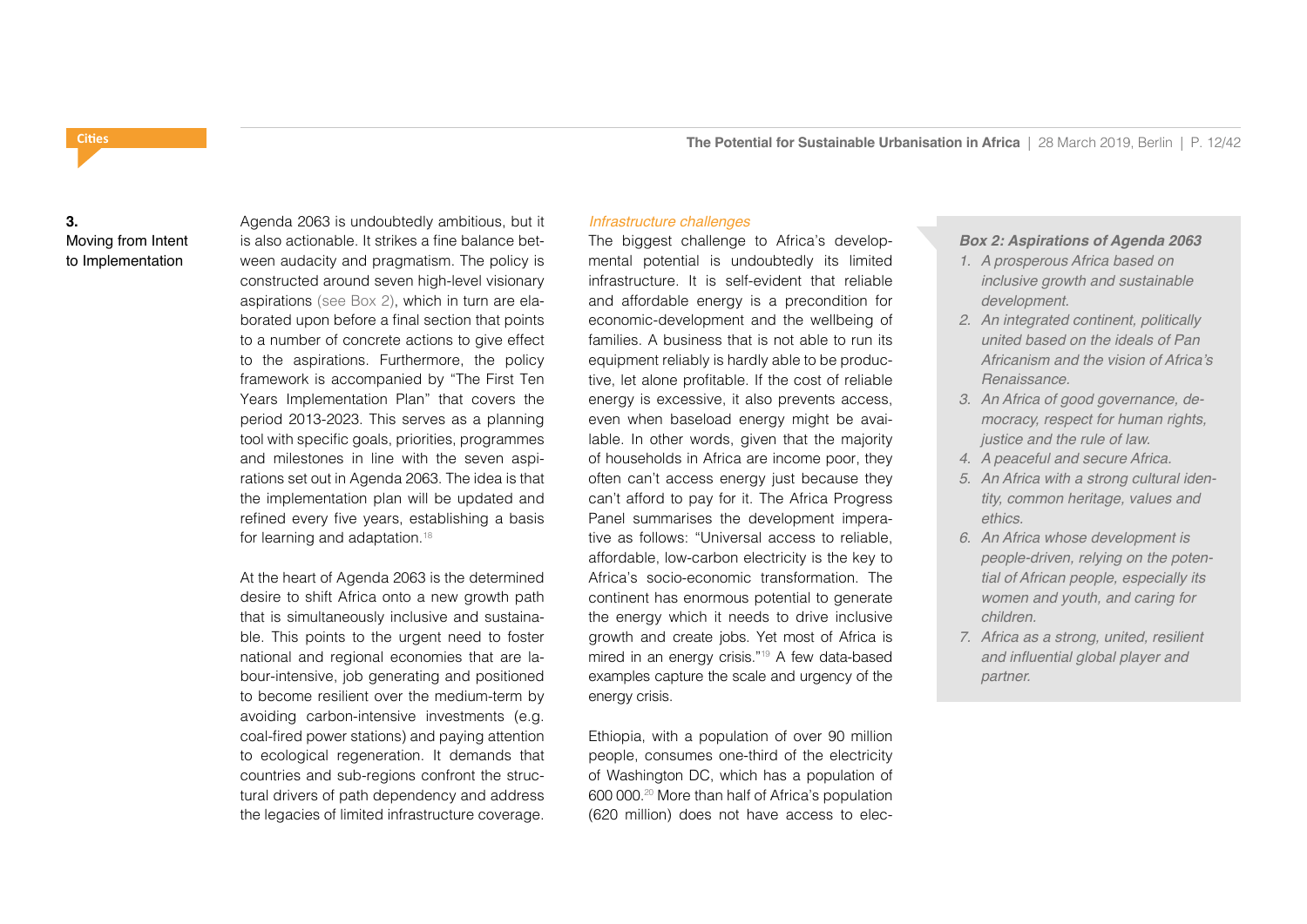## 3. Moving from Intent to Implementation

Agenda 2063 is undoubtedly ambitious, but it is also actionable. It strikes a fine balance between audacity and pragmatism. The policy is constructed around seven high-level visionary aspirations (see Box 2), which in turn are elaborated upon before a final section that points to a number of concrete actions to give effect to the aspirations. Furthermore, the policy framework is accompanied by "The First Ten Years Implementation Plan" that covers the period 2013-2023. This serves as a planning tool with specific goals, priorities, programmes and milestones in line with the seven aspirations set out in Agenda 2063. The idea is that the implementation plan will be updated and refined every five years, establishing a basis for learning and adaptation.[18]

At the heart of Agenda 2063 is the determined desire to shift Africa onto a new growth path that is simultaneously inclusive and sustainable. This points to the urgent need to foster national and regional economies that are labour-intensive, job generating and positioned to become resilient over the medium-term by avoiding carbon-intensive investments (e.g. coal-fired power stations) and paying attention to ecological regeneration. It demands that countries and sub-regions confront the structural drivers of path dependency and address the legacies of limited infrastructure coverage.

*Infrastructure challenges*

The biggest challenge to Africa's developmental potential is undoubtedly its limited infrastructure. It is self-evident that reliable and affordable energy is a precondition for economic-development and the wellbeing of families. A business that is not able to run its equipment reliably is hardly able to be productive, let alone profitable. If the cost of reliable energy is excessive, it also prevents access, even when baseload energy might be available. In other words, given that the majority of households in Africa are income poor, they often can't access energy just because they can't afford to pay for it. The Africa Progress Panel summarises the development imperative as follows: "Universal access to reliable, affordable, low-carbon electricity is the key to Africa's socio-economic transformation. The continent has enormous potential to generate the energy which it needs to drive inclusive growth and create jobs. Yet most of Africa is mired in an energy crisis."[19] A few data-based examples capture the scale and urgency of the energy crisis.

Ethiopia, with a population of over 90 million people, consumes one-third of the electricity of Washington DC, which has a population of 600 000.[20] More than half of Africa's population (620 million) does not have access to elec-

***Box 2: Aspirations of Agenda 2063***

1. *A prosperous Africa based on inclusive growth and sustainable development.*
2. *An integrated continent, politically united based on the ideals of Pan Africanism and the vision of Africa's Renaissance.*
3. *An Africa of good governance, democracy, respect for human rights, justice and the rule of law.*
4. *A peaceful and secure Africa.*
5. *An Africa with a strong cultural identity, common heritage, values and ethics.*
6. *An Africa whose development is people-driven, relying on the potential of African people, especially its women and youth, and caring for children.*
7. *Africa as a strong, united, resilient and influential global player and partner.*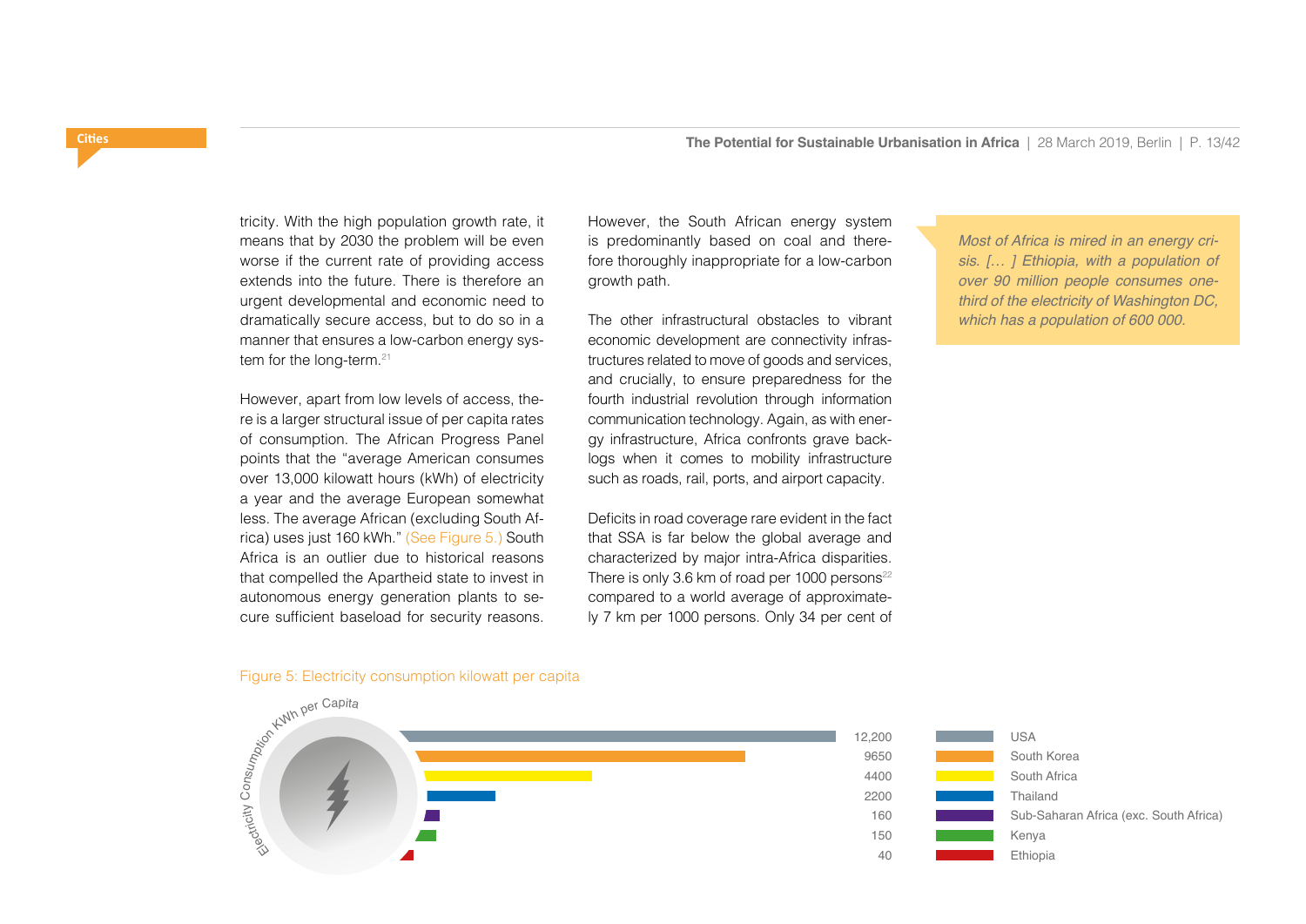tricity. With the high population growth rate, it means that by 2030 the problem will be even worse if the current rate of providing access extends into the future. There is therefore an urgent developmental and economic need to dramatically secure access, but to do so in a manner that ensures a low-carbon energy system for the long-term.[21]

However, apart from low levels of access, there is a larger structural issue of per capita rates of consumption. The African Progress Panel points that the "average American consumes over 13,000 kilowatt hours (kWh) of electricity a year and the average European somewhat less. The average African (excluding South Africa) uses just 160 kWh." (See Figure 5.) South Africa is an outlier due to historical reasons that compelled the Apartheid state to invest in autonomous energy generation plants to secure sufficient baseload for security reasons.

However, the South African energy system is predominantly based on coal and therefore thoroughly inappropriate for a low-carbon growth path.

The other infrastructural obstacles to vibrant economic development are connectivity infrastructures related to move of goods and services, and crucially, to ensure preparedness for the fourth industrial revolution through information communication technology. Again, as with energy infrastructure, Africa confronts grave backlogs when it comes to mobility infrastructure such as roads, rail, ports, and airport capacity.

Deficits in road coverage rare evident in the fact that SSA is far below the global average and characterized by major intra-Africa disparities. There is only 3.6 km of road per 1000 persons[22] compared to a world average of approximately 7 km per 1000 persons. Only 34 per cent of

> *Most of Africa is mired in an energy crisis. [… ] Ethiopia, with a population of over 90 million people consumes one-third of the electricity of Washington DC, which has a population of 600 000.*

Figure 5: Electricity consumption kilowatt per capita

| Country | Electricity Consumption KWh per Capita |
|---|---|
| USA | 12,200 |
| South Korea | 9650 |
| South Africa | 4400 |
| Thailand | 2200 |
| Sub-Saharan Africa (exc. South Africa) | 160 |
| Kenya | 150 |
| Ethiopia | 40 |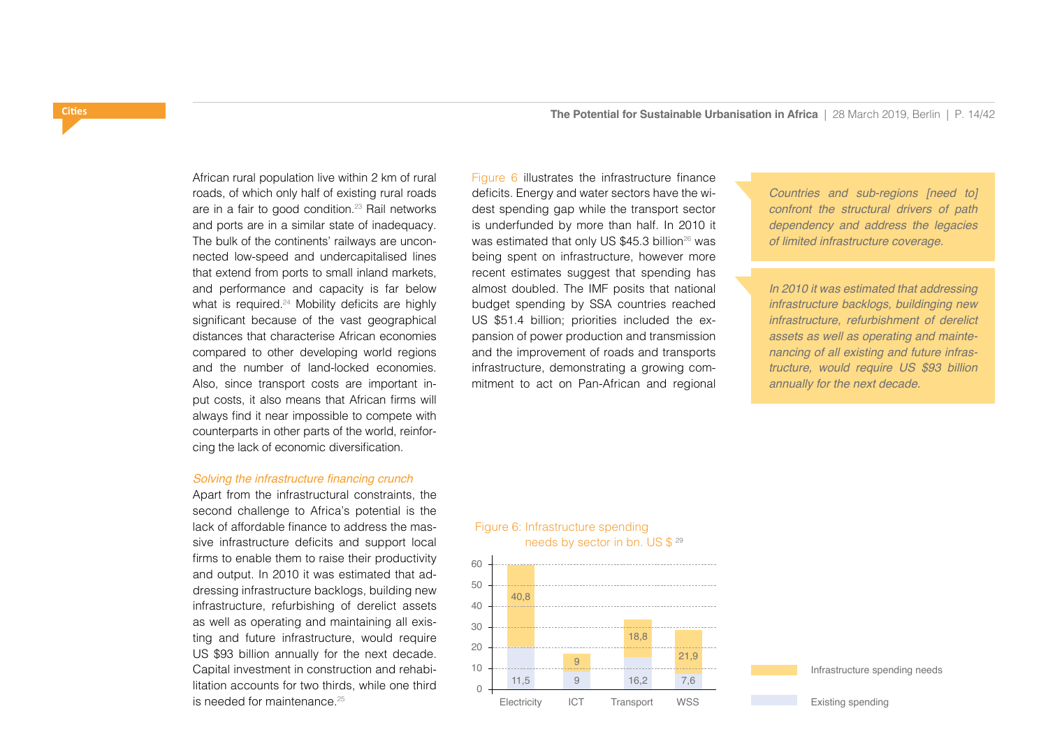African rural population live within 2 km of rural roads, of which only half of existing rural roads are in a fair to good condition.[23] Rail networks and ports are in a similar state of inadequacy. The bulk of the continents' railways are unconnected low-speed and undercapitalised lines that extend from ports to small inland markets, and performance and capacity is far below what is required.[24] Mobility deficits are highly significant because of the vast geographical distances that characterise African economies compared to other developing world regions and the number of land-locked economies. Also, since transport costs are important input costs, it also means that African firms will always find it near impossible to compete with counterparts in other parts of the world, reinforcing the lack of economic diversification.

*Solving the infrastructure financing crunch*

Apart from the infrastructural constraints, the second challenge to Africa's potential is the lack of affordable finance to address the massive infrastructure deficits and support local firms to enable them to raise their productivity and output. In 2010 it was estimated that addressing infrastructure backlogs, building new infrastructure, refurbishing of derelict assets as well as operating and maintaining all existing and future infrastructure, would require US $93 billion annually for the next decade. Capital investment in construction and rehabilitation accounts for two thirds, while one third is needed for maintenance.[25]

Figure 6 illustrates the infrastructure finance deficits. Energy and water sectors have the widest spending gap while the transport sector is underfunded by more than half. In 2010 it was estimated that only US $45.3 billion[26] was being spent on infrastructure, however more recent estimates suggest that spending has almost doubled. The IMF posits that national budget spending by SSA countries reached US $51.4 billion; priorities included the expansion of power production and transmission and the improvement of roads and transports infrastructure, demonstrating a growing commitment to act on Pan-African and regional

*Countries and sub-regions [need to] confront the structural drivers of path dependency and address the legacies of limited infrastructure coverage.*

*In 2010 it was estimated that addressing infrastructure backlogs, buildinging new infrastructure, refurbishment of derelict assets as well as operating and maintenancing of all existing and future infrastructure, would require US $93 billion annually for the next decade.*

Figure 6: Infrastructure spending needs by sector in bn. US $ [29]

| Sector | Existing spending | Infrastructure spending needs |
|---|---|---|
| Electricity | 11,5 | 40,8 |
| ICT | 9 | 9 |
| Transport | 16,2 | 18,8 |
| WSS | 7,6 | 21,9 |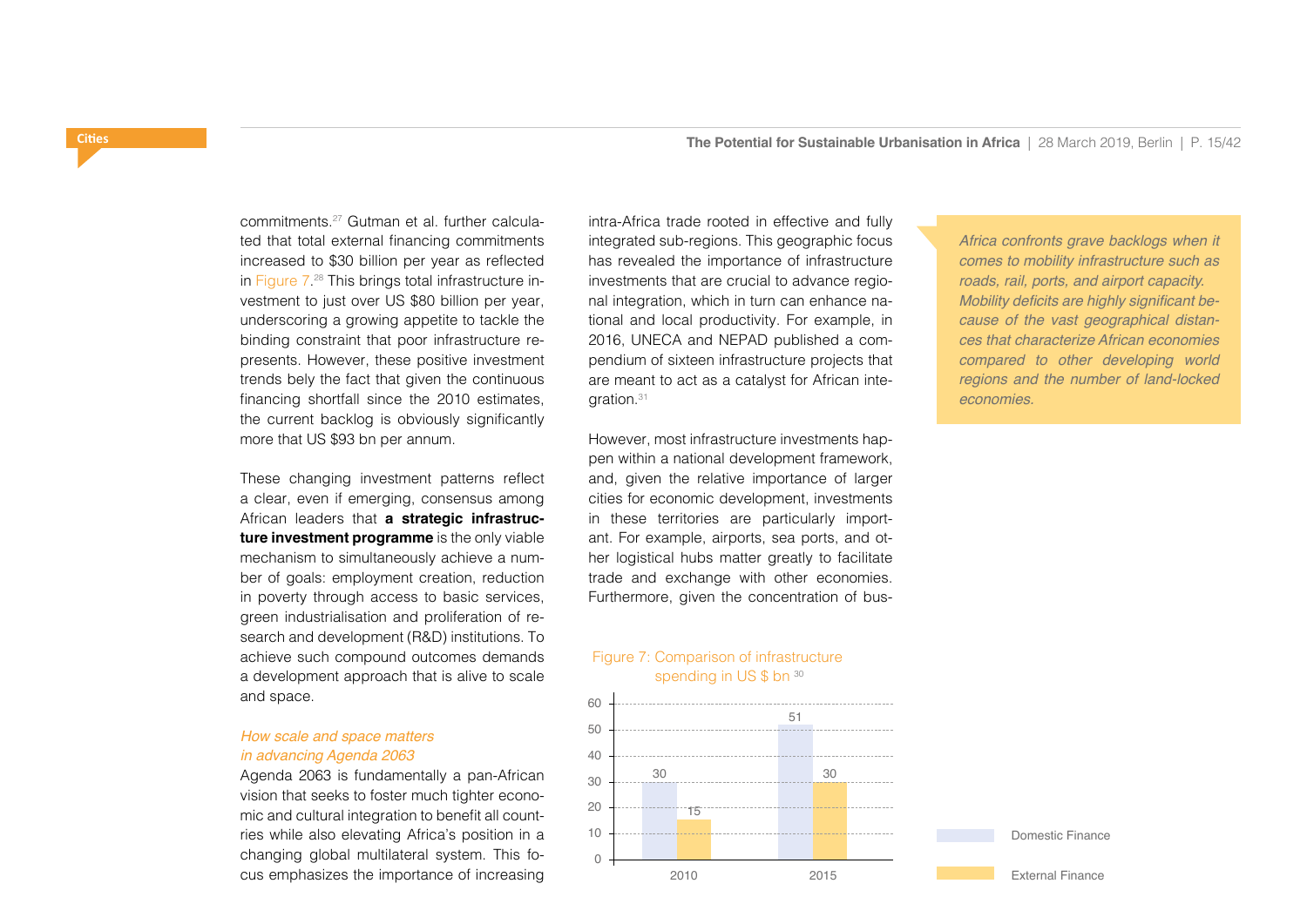commitments.[27] Gutman et al. further calculated that total external financing commitments increased to $30 billion per year as reflected in Figure 7.[28] This brings total infrastructure investment to just over US $80 billion per year, underscoring a growing appetite to tackle the binding constraint that poor infrastructure represents. However, these positive investment trends bely the fact that given the continuous financing shortfall since the 2010 estimates, the current backlog is obviously significantly more that US $93 bn per annum.

These changing investment patterns reflect a clear, even if emerging, consensus among African leaders that **a strategic infrastructure investment programme** is the only viable mechanism to simultaneously achieve a number of goals: employment creation, reduction in poverty through access to basic services, green industrialisation and proliferation of research and development (R&D) institutions. To achieve such compound outcomes demands a development approach that is alive to scale and space.

*How scale and space matters in advancing Agenda 2063*

Agenda 2063 is fundamentally a pan-African vision that seeks to foster much tighter economic and cultural integration to benefit all countries while also elevating Africa's position in a changing global multilateral system. This focus emphasizes the importance of increasing intra-Africa trade rooted in effective and fully integrated sub-regions. This geographic focus has revealed the importance of infrastructure investments that are crucial to advance regional integration, which in turn can enhance national and local productivity. For example, in 2016, UNECA and NEPAD published a compendium of sixteen infrastructure projects that are meant to act as a catalyst for African integration.[31]

However, most infrastructure investments happen within a national development framework, and, given the relative importance of larger cities for economic development, investments in these territories are particularly important. For example, airports, sea ports, and other logistical hubs matter greatly to facilitate trade and exchange with other economies. Furthermore, given the concentration of bus-

*Africa confronts grave backlogs when it comes to mobility infrastructure such as roads, rail, ports, and airport capacity. Mobility deficits are highly significant because of the vast geographical distances that characterize African economies compared to other developing world regions and the number of land-locked economies.*

Figure 7: Comparison of infrastructure spending in US $ bn [30]

| Year | Domestic Finance | External Finance |
|---|---|---|
| 2010 | 30 | 15 |
| 2015 | 51 | 30 |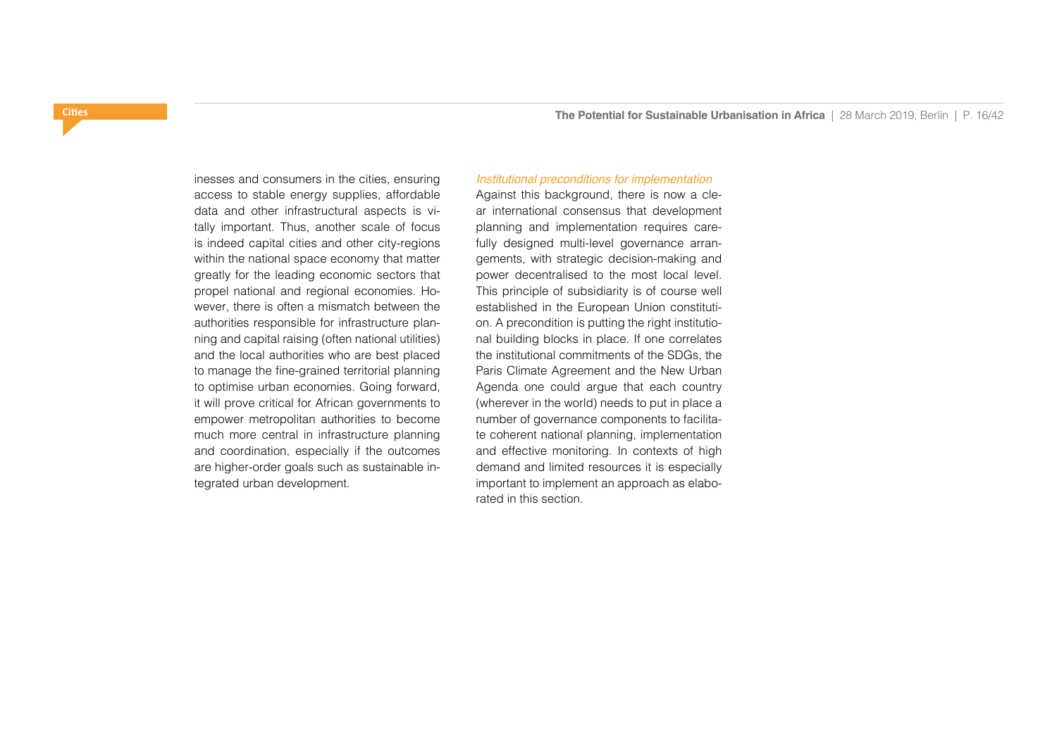inesses and consumers in the cities, ensuring access to stable energy supplies, affordable data and other infrastructural aspects is vitally important. Thus, another scale of focus is indeed capital cities and other city-regions within the national space economy that matter greatly for the leading economic sectors that propel national and regional economies. However, there is often a mismatch between the authorities responsible for infrastructure planning and capital raising (often national utilities) and the local authorities who are best placed to manage the fine-grained territorial planning to optimise urban economies. Going forward, it will prove critical for African governments to empower metropolitan authorities to become much more central in infrastructure planning and coordination, especially if the outcomes are higher-order goals such as sustainable integrated urban development.

### *Institutional preconditions for implementation*

Against this background, there is now a clear international consensus that development planning and implementation requires carefully designed multi-level governance arrangements, with strategic decision-making and power decentralised to the most local level. This principle of subsidiarity is of course well established in the European Union constitution. A precondition is putting the right institutional building blocks in place. If one correlates the institutional commitments of the SDGs, the Paris Climate Agreement and the New Urban Agenda one could argue that each country (wherever in the world) needs to put in place a number of governance components to facilitate coherent national planning, implementation and effective monitoring. In contexts of high demand and limited resources it is especially important to implement an approach as elaborated in this section.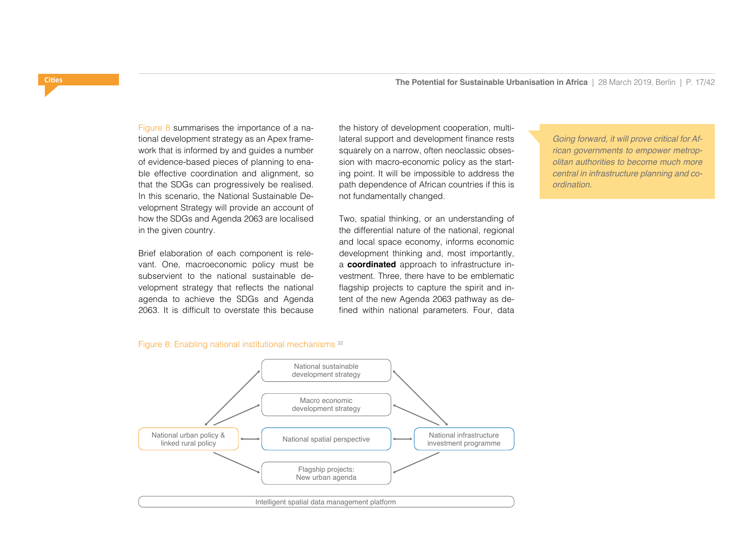Figure 8 summarises the importance of a national development strategy as an Apex framework that is informed by and guides a number of evidence-based pieces of planning to enable effective coordination and alignment, so that the SDGs can progressively be realised. In this scenario, the National Sustainable Development Strategy will provide an account of how the SDGs and Agenda 2063 are localised in the given country.

Brief elaboration of each component is relevant. One, macroeconomic policy must be subservient to the national sustainable development strategy that reflects the national agenda to achieve the SDGs and Agenda 2063. It is difficult to overstate this because the history of development cooperation, multilateral support and development finance rests squarely on a narrow, often neoclassic obsession with macro-economic policy as the starting point. It will be impossible to address the path dependence of African countries if this is not fundamentally changed.

Two, spatial thinking, or an understanding of the differential nature of the national, regional and local space economy, informs economic development thinking and, most importantly, a **coordinated** approach to infrastructure investment. Three, there have to be emblematic flagship projects to capture the spirit and intent of the new Agenda 2063 pathway as defined within national parameters. Four, data

> *Going forward, it will prove critical for African governments to empower metropolitan authorities to become much more central in infrastructure planning and coordination.*

Figure 8: Enabling national institutional mechanisms [32]

National sustainable development strategy

Macro economic development strategy

National urban policy & linked rural policy

National spatial perspective

National infrastructure investment programme

Flagship projects: New urban agenda

Intelligent spatial data management platform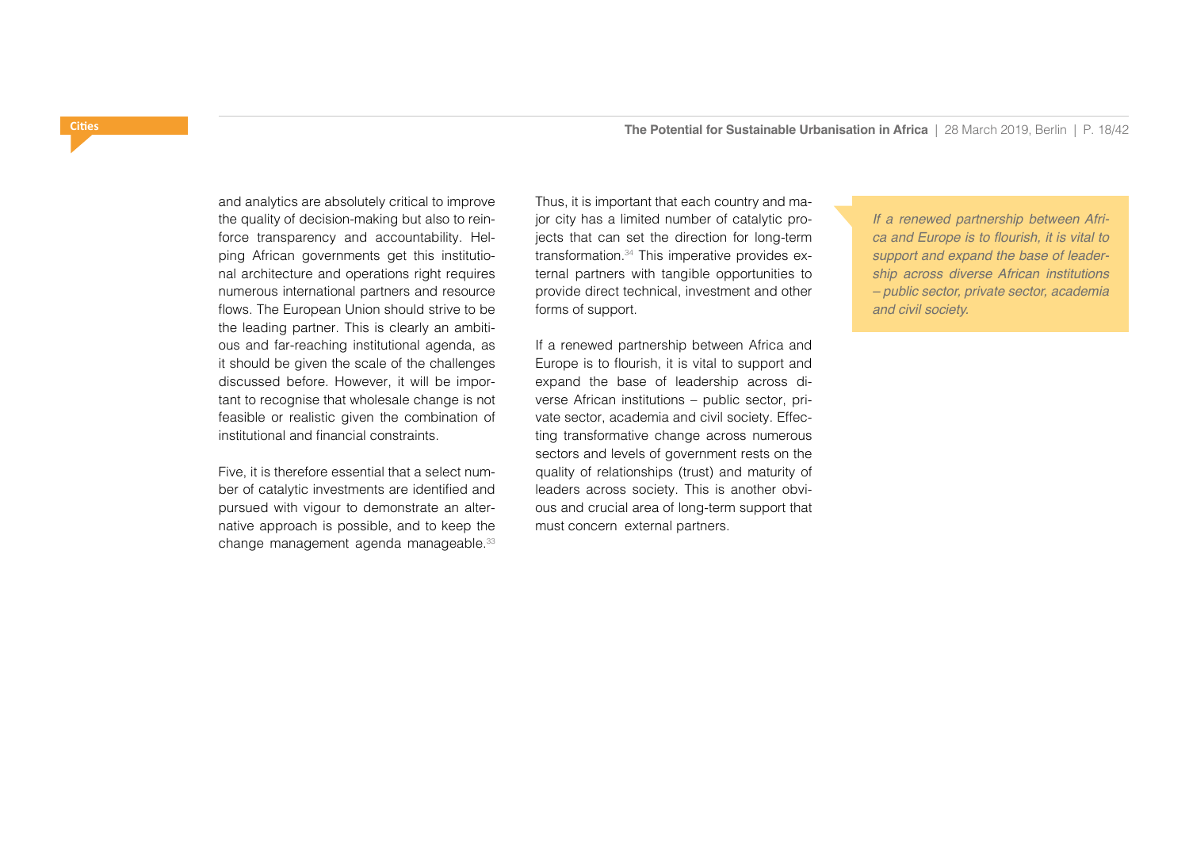and analytics are absolutely critical to improve the quality of decision-making but also to reinforce transparency and accountability. Helping African governments get this institutional architecture and operations right requires numerous international partners and resource flows. The European Union should strive to be the leading partner. This is clearly an ambitious and far-reaching institutional agenda, as it should be given the scale of the challenges discussed before. However, it will be important to recognise that wholesale change is not feasible or realistic given the combination of institutional and financial constraints.

Five, it is therefore essential that a select number of catalytic investments are identified and pursued with vigour to demonstrate an alternative approach is possible, and to keep the change management agenda manageable.[33] Thus, it is important that each country and major city has a limited number of catalytic projects that can set the direction for long-term transformation.[34] This imperative provides external partners with tangible opportunities to provide direct technical, investment and other forms of support.

If a renewed partnership between Africa and Europe is to flourish, it is vital to support and expand the base of leadership across diverse African institutions – public sector, private sector, academia and civil society. Effecting transformative change across numerous sectors and levels of government rests on the quality of relationships (trust) and maturity of leaders across society. This is another obvious and crucial area of long-term support that must concern external partners.

> *If a renewed partnership between Africa and Europe is to flourish, it is vital to support and expand the base of leadership across diverse African institutions – public sector, private sector, academia and civil society.*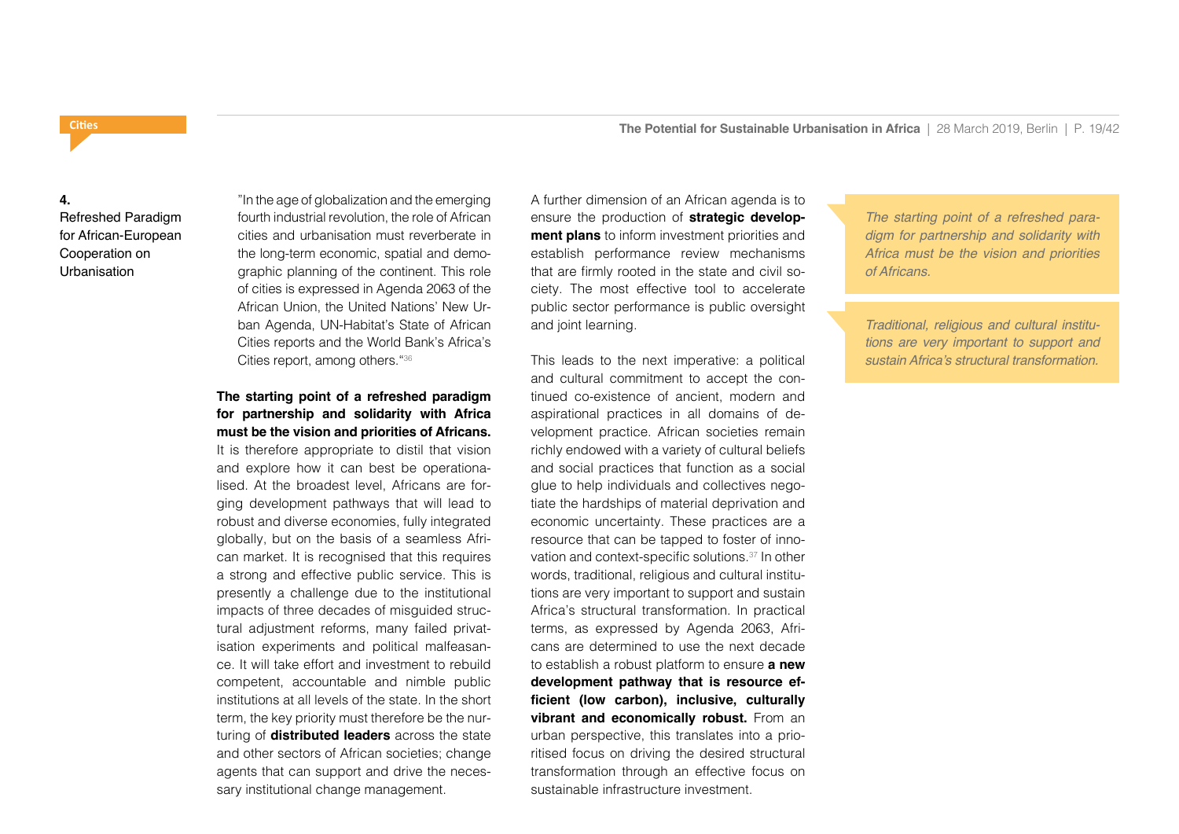## 4. Refreshed Paradigm for African-European Cooperation on Urbanisation

"In the age of globalization and the emerging fourth industrial revolution, the role of African cities and urbanisation must reverberate in the long-term economic, spatial and demographic planning of the continent. This role of cities is expressed in Agenda 2063 of the African Union, the United Nations' New Urban Agenda, UN-Habitat's State of African Cities reports and the World Bank's Africa's Cities report, among others."[36]

**The starting point of a refreshed paradigm for partnership and solidarity with Africa must be the vision and priorities of Africans.** It is therefore appropriate to distil that vision and explore how it can best be operationalised. At the broadest level, Africans are forging development pathways that will lead to robust and diverse economies, fully integrated globally, but on the basis of a seamless African market. It is recognised that this requires a strong and effective public service. This is presently a challenge due to the institutional impacts of three decades of misguided structural adjustment reforms, many failed privatisation experiments and political malfeasance. It will take effort and investment to rebuild competent, accountable and nimble public institutions at all levels of the state. In the short term, the key priority must therefore be the nurturing of **distributed leaders** across the state and other sectors of African societies; change agents that can support and drive the necessary institutional change management.

A further dimension of an African agenda is to ensure the production of **strategic development plans** to inform investment priorities and establish performance review mechanisms that are firmly rooted in the state and civil society. The most effective tool to accelerate public sector performance is public oversight and joint learning.

This leads to the next imperative: a political and cultural commitment to accept the continued co-existence of ancient, modern and aspirational practices in all domains of development practice. African societies remain richly endowed with a variety of cultural beliefs and social practices that function as a social glue to help individuals and collectives negotiate the hardships of material deprivation and economic uncertainty. These practices are a resource that can be tapped to foster of innovation and context-specific solutions.[37] In other words, traditional, religious and cultural institutions are very important to support and sustain Africa's structural transformation. In practical terms, as expressed by Agenda 2063, Africans are determined to use the next decade to establish a robust platform to ensure **a new development pathway that is resource efficient (low carbon), inclusive, culturally vibrant and economically robust.** From an urban perspective, this translates into a prioritised focus on driving the desired structural transformation through an effective focus on sustainable infrastructure investment.

> *The starting point of a refreshed paradigm for partnership and solidarity with Africa must be the vision and priorities of Africans.*

> *Traditional, religious and cultural institutions are very important to support and sustain Africa's structural transformation.*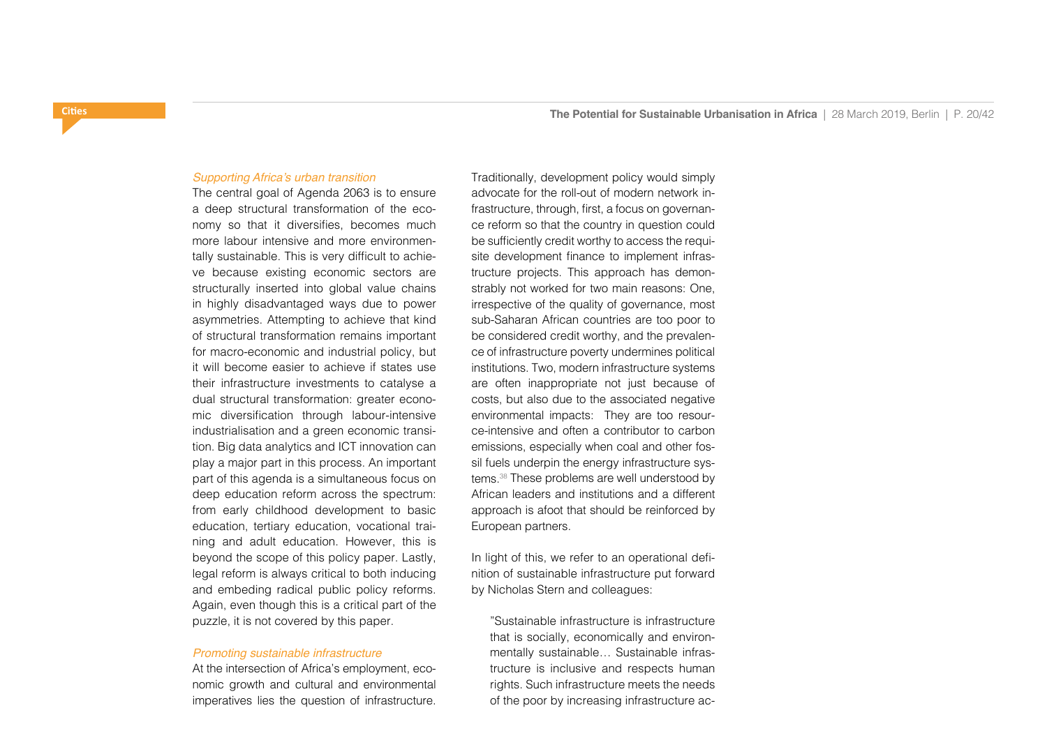### *Supporting Africa's urban transition*

The central goal of Agenda 2063 is to ensure a deep structural transformation of the economy so that it diversifies, becomes much more labour intensive and more environmentally sustainable. This is very difficult to achieve because existing economic sectors are structurally inserted into global value chains in highly disadvantaged ways due to power asymmetries. Attempting to achieve that kind of structural transformation remains important for macro-economic and industrial policy, but it will become easier to achieve if states use their infrastructure investments to catalyse a dual structural transformation: greater economic diversification through labour-intensive industrialisation and a green economic transition. Big data analytics and ICT innovation can play a major part in this process. An important part of this agenda is a simultaneous focus on deep education reform across the spectrum: from early childhood development to basic education, tertiary education, vocational training and adult education. However, this is beyond the scope of this policy paper. Lastly, legal reform is always critical to both inducing and embeding radical public policy reforms. Again, even though this is a critical part of the puzzle, it is not covered by this paper.

### *Promoting sustainable infrastructure*

At the intersection of Africa's employment, economic growth and cultural and environmental imperatives lies the question of infrastructure. Traditionally, development policy would simply advocate for the roll-out of modern network infrastructure, through, first, a focus on governance reform so that the country in question could be sufficiently credit worthy to access the requisite development finance to implement infrastructure projects. This approach has demonstrably not worked for two main reasons: One, irrespective of the quality of governance, most sub-Saharan African countries are too poor to be considered credit worthy, and the prevalence of infrastructure poverty undermines political institutions. Two, modern infrastructure systems are often inappropriate not just because of costs, but also due to the associated negative environmental impacts: They are too resource-intensive and often a contributor to carbon emissions, especially when coal and other fossil fuels underpin the energy infrastructure systems.[38] These problems are well understood by African leaders and institutions and a different approach is afoot that should be reinforced by European partners.

In light of this, we refer to an operational definition of sustainable infrastructure put forward by Nicholas Stern and colleagues:

> "Sustainable infrastructure is infrastructure that is socially, economically and environmentally sustainable… Sustainable infrastructure is inclusive and respects human rights. Such infrastructure meets the needs of the poor by increasing infrastructure ac-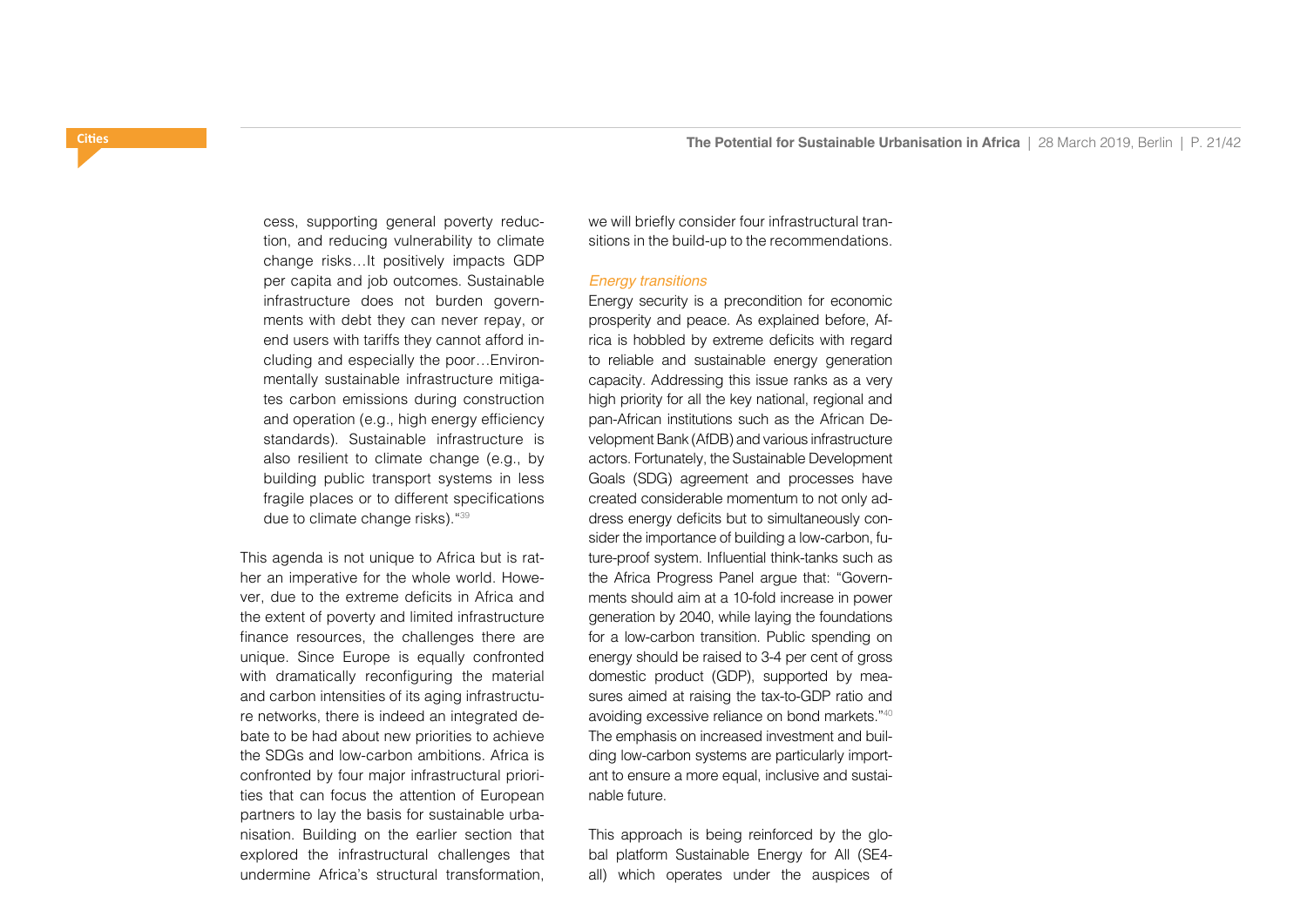cess, supporting general poverty reduction, and reducing vulnerability to climate change risks…It positively impacts GDP per capita and job outcomes. Sustainable infrastructure does not burden governments with debt they can never repay, or end users with tariffs they cannot afford including and especially the poor…Environmentally sustainable infrastructure mitigates carbon emissions during construction and operation (e.g., high energy efficiency standards). Sustainable infrastructure is also resilient to climate change (e.g., by building public transport systems in less fragile places or to different specifications due to climate change risks)."[39]

This agenda is not unique to Africa but is rather an imperative for the whole world. However, due to the extreme deficits in Africa and the extent of poverty and limited infrastructure finance resources, the challenges there are unique. Since Europe is equally confronted with dramatically reconfiguring the material and carbon intensities of its aging infrastructure networks, there is indeed an integrated debate to be had about new priorities to achieve the SDGs and low-carbon ambitions. Africa is confronted by four major infrastructural priorities that can focus the attention of European partners to lay the basis for sustainable urbanisation. Building on the earlier section that explored the infrastructural challenges that undermine Africa's structural transformation, we will briefly consider four infrastructural transitions in the build-up to the recommendations.

*Energy transitions*

Energy security is a precondition for economic prosperity and peace. As explained before, Africa is hobbled by extreme deficits with regard to reliable and sustainable energy generation capacity. Addressing this issue ranks as a very high priority for all the key national, regional and pan-African institutions such as the African Development Bank (AfDB) and various infrastructure actors. Fortunately, the Sustainable Development Goals (SDG) agreement and processes have created considerable momentum to not only address energy deficits but to simultaneously consider the importance of building a low-carbon, future-proof system. Influential think-tanks such as the Africa Progress Panel argue that: "Governments should aim at a 10-fold increase in power generation by 2040, while laying the foundations for a low-carbon transition. Public spending on energy should be raised to 3-4 per cent of gross domestic product (GDP), supported by measures aimed at raising the tax-to-GDP ratio and avoiding excessive reliance on bond markets."[40] The emphasis on increased investment and building low-carbon systems are particularly important to ensure a more equal, inclusive and sustainable future.

This approach is being reinforced by the global platform Sustainable Energy for All (SE4all) which operates under the auspices of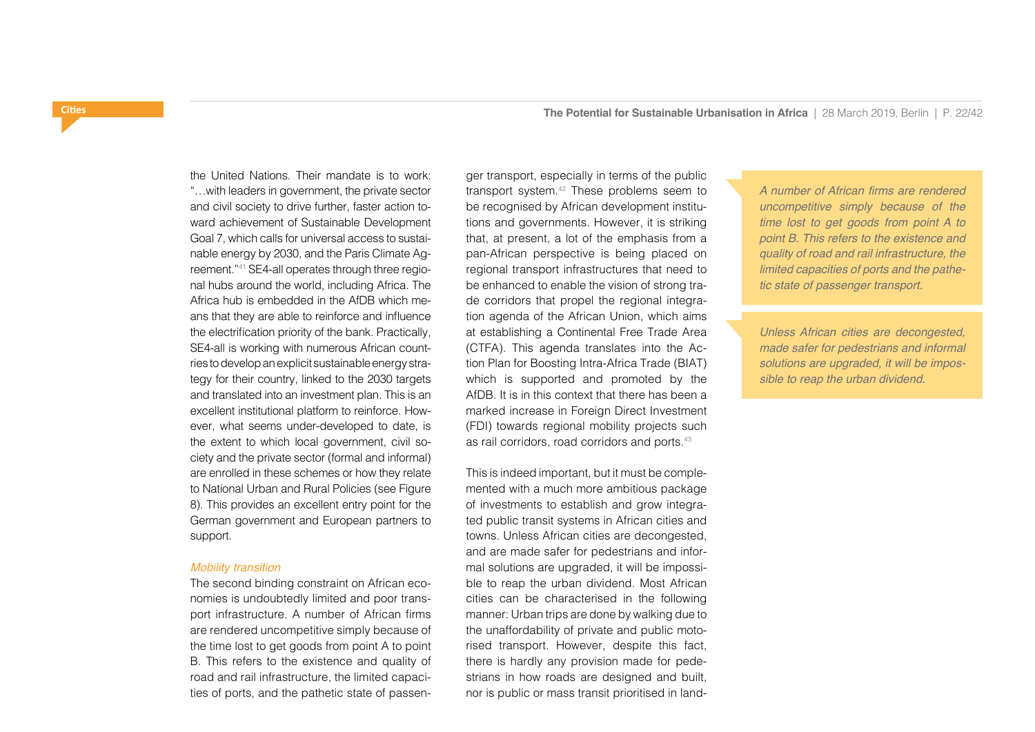the United Nations. Their mandate is to work: "…with leaders in government, the private sector and civil society to drive further, faster action toward achievement of Sustainable Development Goal 7, which calls for universal access to sustainable energy by 2030, and the Paris Climate Agreement."[41] SE4-all operates through three regional hubs around the world, including Africa. The Africa hub is embedded in the AfDB which means that they are able to reinforce and influence the electrification priority of the bank. Practically, SE4-all is working with numerous African countries to develop an explicit sustainable energy strategy for their country, linked to the 2030 targets and translated into an investment plan. This is an excellent institutional platform to reinforce. However, what seems under-developed to date, is the extent to which local government, civil society and the private sector (formal and informal) are enrolled in these schemes or how they relate to National Urban and Rural Policies (see Figure 8). This provides an excellent entry point for the German government and European partners to support.

*Mobility transition*

The second binding constraint on African economies is undoubtedly limited and poor transport infrastructure. A number of African firms are rendered uncompetitive simply because of the time lost to get goods from point A to point B. This refers to the existence and quality of road and rail infrastructure, the limited capacities of ports, and the pathetic state of passenger transport, especially in terms of the public transport system.[42] These problems seem to be recognised by African development institutions and governments. However, it is striking that, at present, a lot of the emphasis from a pan-African perspective is being placed on regional transport infrastructures that need to be enhanced to enable the vision of strong trade corridors that propel the regional integration agenda of the African Union, which aims at establishing a Continental Free Trade Area (CTFA). This agenda translates into the Action Plan for Boosting Intra-Africa Trade (BIAT) which is supported and promoted by the AfDB. It is in this context that there has been a marked increase in Foreign Direct Investment (FDI) towards regional mobility projects such as rail corridors, road corridors and ports.[43]

This is indeed important, but it must be complemented with a much more ambitious package of investments to establish and grow integrated public transit systems in African cities and towns. Unless African cities are decongested, and are made safer for pedestrians and informal solutions are upgraded, it will be impossible to reap the urban dividend. Most African cities can be characterised in the following manner: Urban trips are done by walking due to the unaffordability of private and public motorised transport. However, despite this fact, there is hardly any provision made for pedestrians in how roads are designed and built, nor is public or mass transit prioritised in land-

> *A number of African firms are rendered uncompetitive simply because of the time lost to get goods from point A to point B. This refers to the existence and quality of road and rail infrastructure, the limited capacities of ports and the pathetic state of passenger transport.*

> *Unless African cities are decongested, made safer for pedestrians and informal solutions are upgraded, it will be impossible to reap the urban dividend.*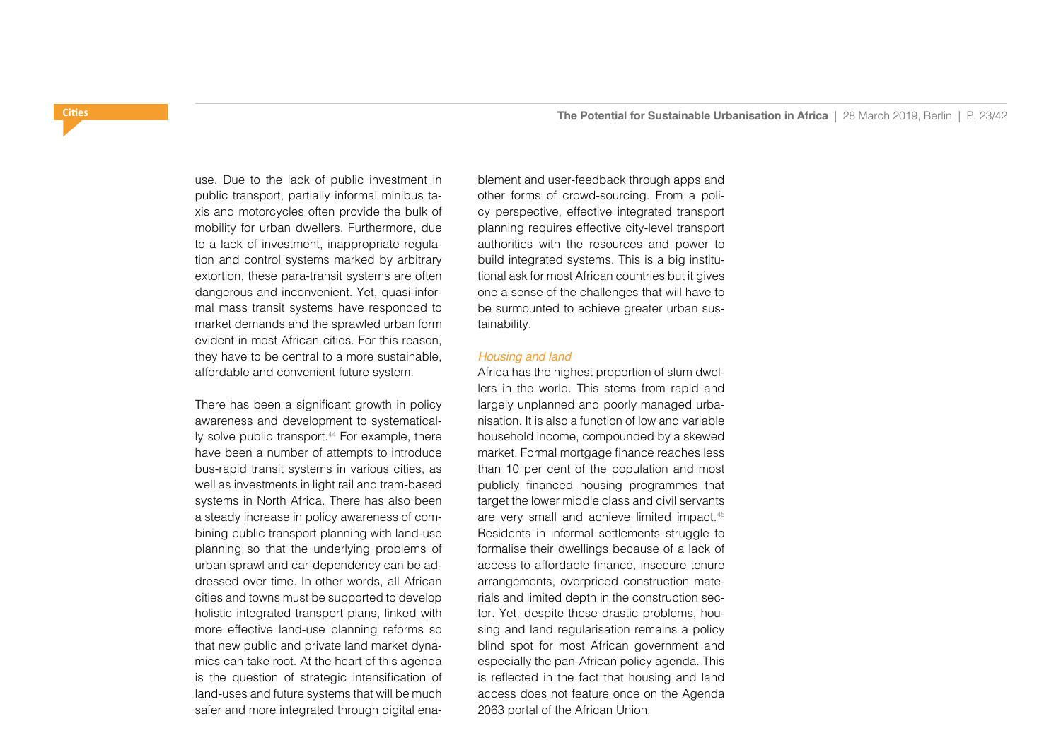use. Due to the lack of public investment in public transport, partially informal minibus taxis and motorcycles often provide the bulk of mobility for urban dwellers. Furthermore, due to a lack of investment, inappropriate regulation and control systems marked by arbitrary extortion, these para-transit systems are often dangerous and inconvenient. Yet, quasi-informal mass transit systems have responded to market demands and the sprawled urban form evident in most African cities. For this reason, they have to be central to a more sustainable, affordable and convenient future system.

There has been a significant growth in policy awareness and development to systematically solve public transport.[44] For example, there have been a number of attempts to introduce bus-rapid transit systems in various cities, as well as investments in light rail and tram-based systems in North Africa. There has also been a steady increase in policy awareness of combining public transport planning with land-use planning so that the underlying problems of urban sprawl and car-dependency can be addressed over time. In other words, all African cities and towns must be supported to develop holistic integrated transport plans, linked with more effective land-use planning reforms so that new public and private land market dynamics can take root. At the heart of this agenda is the question of strategic intensification of land-uses and future systems that will be much safer and more integrated through digital enablement and user-feedback through apps and other forms of crowd-sourcing. From a policy perspective, effective integrated transport planning requires effective city-level transport authorities with the resources and power to build integrated systems. This is a big institutional ask for most African countries but it gives one a sense of the challenges that will have to be surmounted to achieve greater urban sustainability.

*Housing and land*

Africa has the highest proportion of slum dwellers in the world. This stems from rapid and largely unplanned and poorly managed urbanisation. It is also a function of low and variable household income, compounded by a skewed market. Formal mortgage finance reaches less than 10 per cent of the population and most publicly financed housing programmes that target the lower middle class and civil servants are very small and achieve limited impact.[45] Residents in informal settlements struggle to formalise their dwellings because of a lack of access to affordable finance, insecure tenure arrangements, overpriced construction materials and limited depth in the construction sector. Yet, despite these drastic problems, housing and land regularisation remains a policy blind spot for most African government and especially the pan-African policy agenda. This is reflected in the fact that housing and land access does not feature once on the Agenda 2063 portal of the African Union.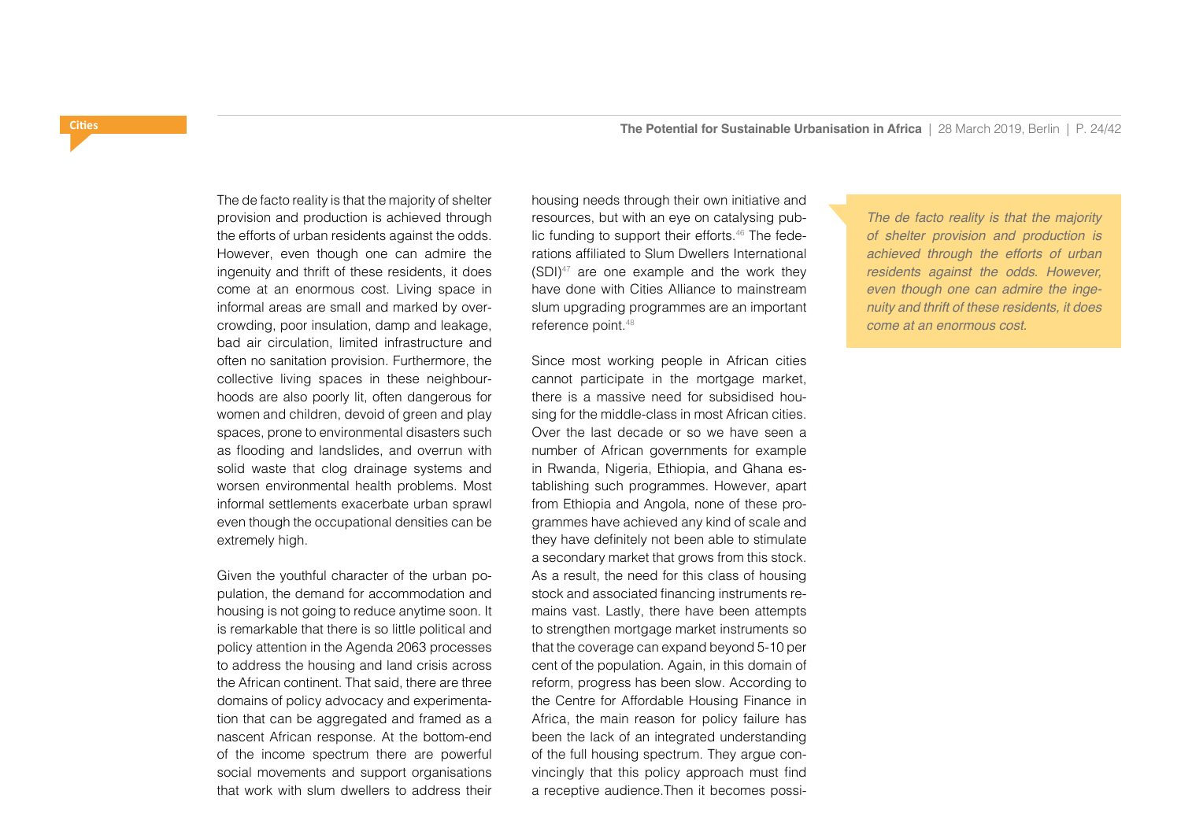The de facto reality is that the majority of shelter provision and production is achieved through the efforts of urban residents against the odds. However, even though one can admire the ingenuity and thrift of these residents, it does come at an enormous cost. Living space in informal areas are small and marked by overcrowding, poor insulation, damp and leakage, bad air circulation, limited infrastructure and often no sanitation provision. Furthermore, the collective living spaces in these neighbourhoods are also poorly lit, often dangerous for women and children, devoid of green and play spaces, prone to environmental disasters such as flooding and landslides, and overrun with solid waste that clog drainage systems and worsen environmental health problems. Most informal settlements exacerbate urban sprawl even though the occupational densities can be extremely high.

Given the youthful character of the urban population, the demand for accommodation and housing is not going to reduce anytime soon. It is remarkable that there is so little political and policy attention in the Agenda 2063 processes to address the housing and land crisis across the African continent. That said, there are three domains of policy advocacy and experimentation that can be aggregated and framed as a nascent African response. At the bottom-end of the income spectrum there are powerful social movements and support organisations that work with slum dwellers to address their housing needs through their own initiative and resources, but with an eye on catalysing public funding to support their efforts.[46] The federations affiliated to Slum Dwellers International (SDI)[47] are one example and the work they have done with Cities Alliance to mainstream slum upgrading programmes are an important reference point.[48]

Since most working people in African cities cannot participate in the mortgage market, there is a massive need for subsidised housing for the middle-class in most African cities. Over the last decade or so we have seen a number of African governments for example in Rwanda, Nigeria, Ethiopia, and Ghana establishing such programmes. However, apart from Ethiopia and Angola, none of these programmes have achieved any kind of scale and they have definitely not been able to stimulate a secondary market that grows from this stock. As a result, the need for this class of housing stock and associated financing instruments remains vast. Lastly, there have been attempts to strengthen mortgage market instruments so that the coverage can expand beyond 5-10 per cent of the population. Again, in this domain of reform, progress has been slow. According to the Centre for Affordable Housing Finance in Africa, the main reason for policy failure has been the lack of an integrated understanding of the full housing spectrum. They argue convincingly that this policy approach must find a receptive audience.Then it becomes possi-

> *The de facto reality is that the majority of shelter provision and production is achieved through the efforts of urban residents against the odds. However, even though one can admire the ingenuity and thrift of these residents, it does come at an enormous cost.*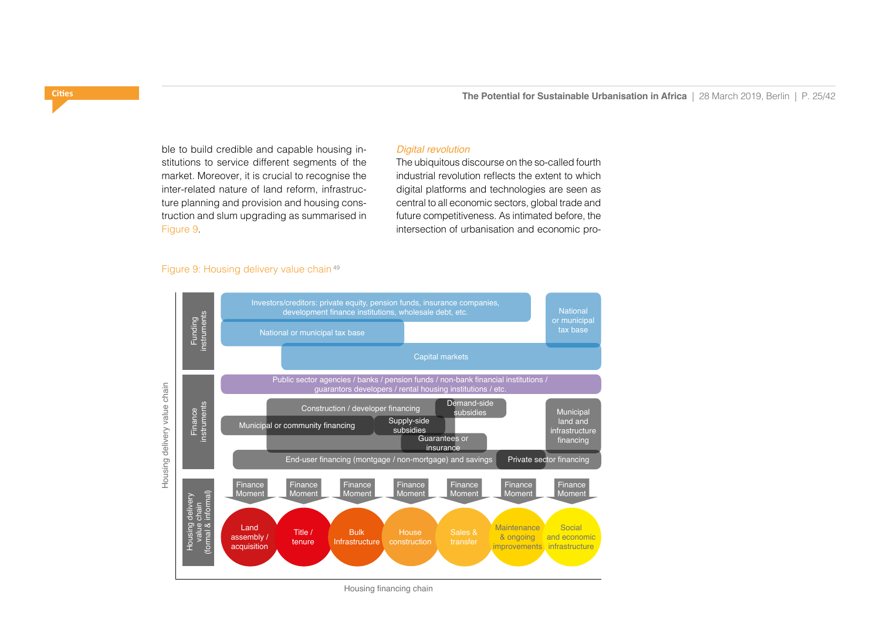ble to build credible and capable housing institutions to service different segments of the market. Moreover, it is crucial to recognise the inter-related nature of land reform, infrastructure planning and provision and housing construction and slum upgrading as summarised in Figure 9.

*Digital revolution*

The ubiquitous discourse on the so-called fourth industrial revolution reflects the extent to which digital platforms and technologies are seen as central to all economic sectors, global trade and future competitiveness. As intimated before, the intersection of urbanisation and economic pro-

Figure 9: Housing delivery value chain [49]

Housing delivery value chain

**Funding instruments**
- Investors/creditors: private equity, pension funds, insurance companies, development finance institutions, wholesale debt, etc.
- National or municipal tax base
- National or municipal tax base
- Capital markets

**Finance instruments**
- Public sector agencies / banks / pension funds / non-bank financial institutions / guarantors developers / rental housing institutions / etc.
- Construction / developer financing
- Demand-side subsidies
- Municipal or community financing
- Supply-side subsidies
- Guarantees or insurance
- Municipal land and infrastructure financing
- End-user financing (montgage / non-mortgage) and savings
- Private sector financing

**Housing delivery value chain (formal & informal)**

Finance Moment → Land assembly / acquisition
Finance Moment → Title / tenure
Finance Moment → Bulk Infrastructure
Finance Moment → House construction
Finance Moment → Sales & transfer
Finance Moment → Maintenance & ongoing improvements
Finance Moment → Social and economic infrastructure

Housing financing chain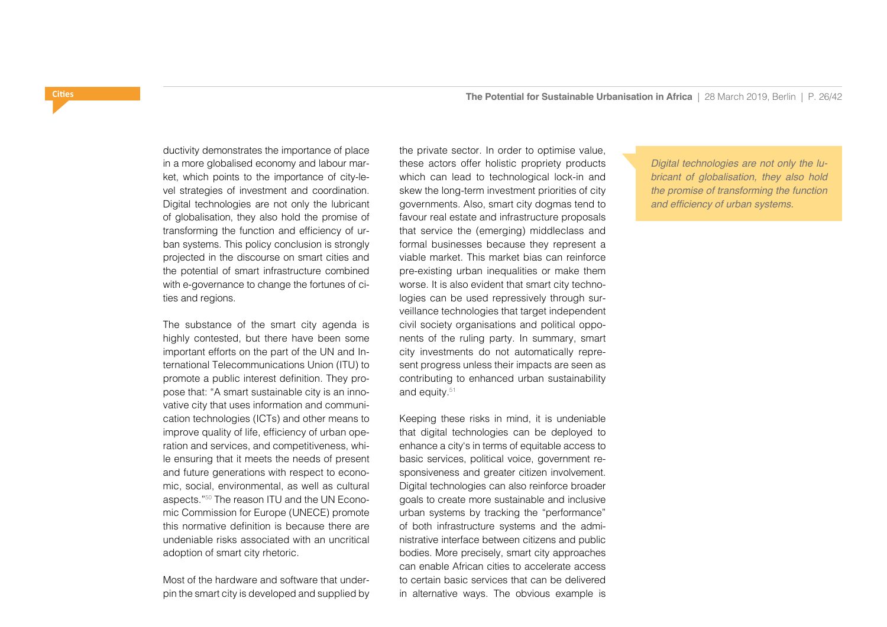ductivity demonstrates the importance of place in a more globalised economy and labour market, which points to the importance of city-level strategies of investment and coordination. Digital technologies are not only the lubricant of globalisation, they also hold the promise of transforming the function and efficiency of urban systems. This policy conclusion is strongly projected in the discourse on smart cities and the potential of smart infrastructure combined with e-governance to change the fortunes of cities and regions.

The substance of the smart city agenda is highly contested, but there have been some important efforts on the part of the UN and International Telecommunications Union (ITU) to promote a public interest definition. They propose that: "A smart sustainable city is an innovative city that uses information and communication technologies (ICTs) and other means to improve quality of life, efficiency of urban operation and services, and competitiveness, while ensuring that it meets the needs of present and future generations with respect to economic, social, environmental, as well as cultural aspects."[50] The reason ITU and the UN Economic Commission for Europe (UNECE) promote this normative definition is because there are undeniable risks associated with an uncritical adoption of smart city rhetoric.

Most of the hardware and software that underpin the smart city is developed and supplied by the private sector. In order to optimise value, these actors offer holistic propriety products which can lead to technological lock-in and skew the long-term investment priorities of city governments. Also, smart city dogmas tend to favour real estate and infrastructure proposals that service the (emerging) middleclass and formal businesses because they represent a viable market. This market bias can reinforce pre-existing urban inequalities or make them worse. It is also evident that smart city technologies can be used repressively through surveillance technologies that target independent civil society organisations and political opponents of the ruling party. In summary, smart city investments do not automatically represent progress unless their impacts are seen as contributing to enhanced urban sustainability and equity.[51]

Keeping these risks in mind, it is undeniable that digital technologies can be deployed to enhance a city's in terms of equitable access to basic services, political voice, government responsiveness and greater citizen involvement. Digital technologies can also reinforce broader goals to create more sustainable and inclusive urban systems by tracking the "performance" of both infrastructure systems and the administrative interface between citizens and public bodies. More precisely, smart city approaches can enable African cities to accelerate access to certain basic services that can be delivered in alternative ways. The obvious example is

> *Digital technologies are not only the lubricant of globalisation, they also hold the promise of transforming the function and efficiency of urban systems.*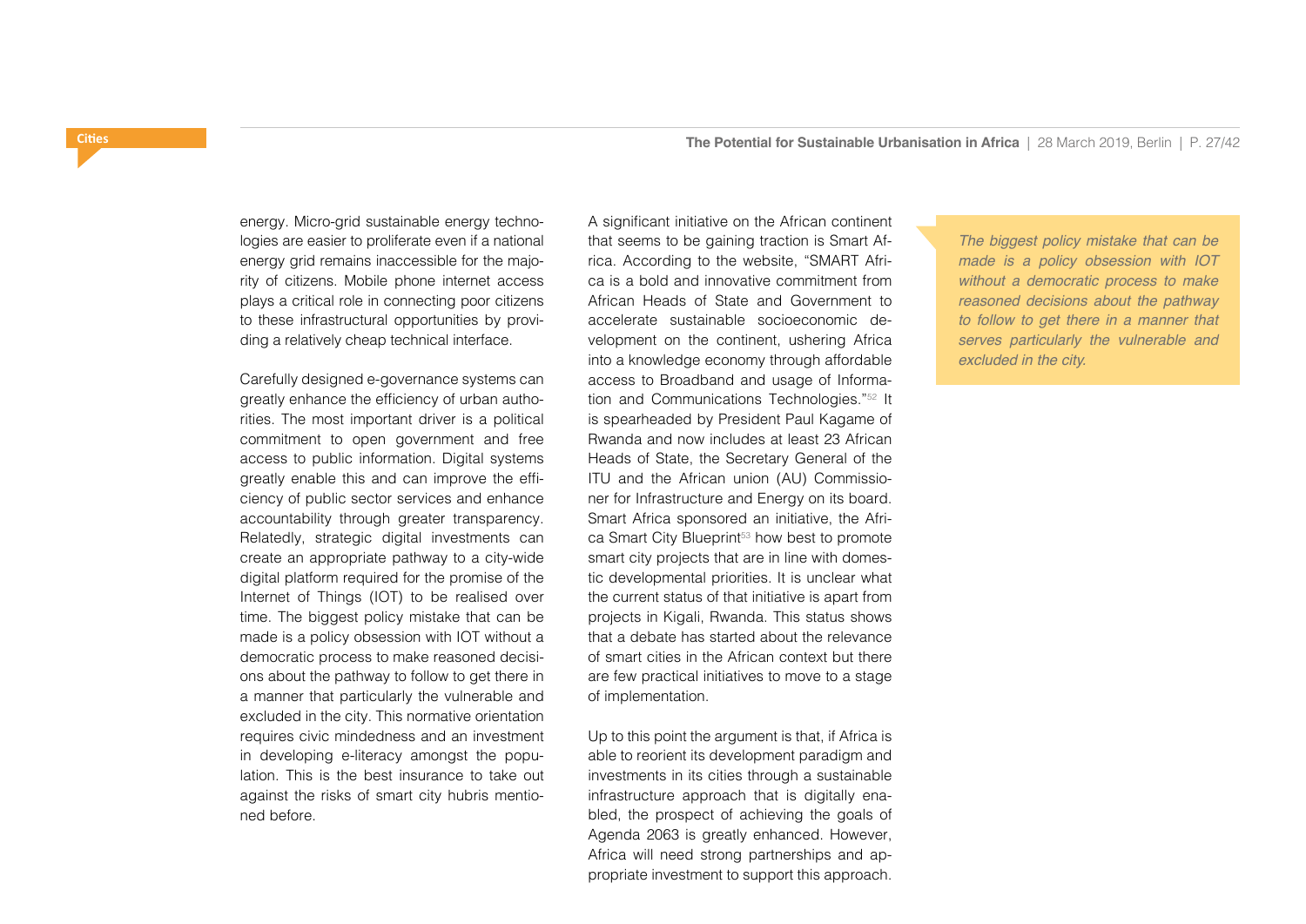energy. Micro-grid sustainable energy technologies are easier to proliferate even if a national energy grid remains inaccessible for the majority of citizens. Mobile phone internet access plays a critical role in connecting poor citizens to these infrastructural opportunities by providing a relatively cheap technical interface.

Carefully designed e-governance systems can greatly enhance the efficiency of urban authorities. The most important driver is a political commitment to open government and free access to public information. Digital systems greatly enable this and can improve the efficiency of public sector services and enhance accountability through greater transparency. Relatedly, strategic digital investments can create an appropriate pathway to a city-wide digital platform required for the promise of the Internet of Things (IOT) to be realised over time. The biggest policy mistake that can be made is a policy obsession with IOT without a democratic process to make reasoned decisions about the pathway to follow to get there in a manner that particularly the vulnerable and excluded in the city. This normative orientation requires civic mindedness and an investment in developing e-literacy amongst the population. This is the best insurance to take out against the risks of smart city hubris mentioned before.

A significant initiative on the African continent that seems to be gaining traction is Smart Africa. According to the website, "SMART Africa is a bold and innovative commitment from African Heads of State and Government to accelerate sustainable socioeconomic development on the continent, ushering Africa into a knowledge economy through affordable access to Broadband and usage of Information and Communications Technologies."[52] It is spearheaded by President Paul Kagame of Rwanda and now includes at least 23 African Heads of State, the Secretary General of the ITU and the African union (AU) Commissioner for Infrastructure and Energy on its board. Smart Africa sponsored an initiative, the Africa Smart City Blueprint[53] how best to promote smart city projects that are in line with domestic developmental priorities. It is unclear what the current status of that initiative is apart from projects in Kigali, Rwanda. This status shows that a debate has started about the relevance of smart cities in the African context but there are few practical initiatives to move to a stage of implementation.

Up to this point the argument is that, if Africa is able to reorient its development paradigm and investments in its cities through a sustainable infrastructure approach that is digitally enabled, the prospect of achieving the goals of Agenda 2063 is greatly enhanced. However, Africa will need strong partnerships and appropriate investment to support this approach.

*The biggest policy mistake that can be made is a policy obsession with IOT without a democratic process to make reasoned decisions about the pathway to follow to get there in a manner that serves particularly the vulnerable and excluded in the city.*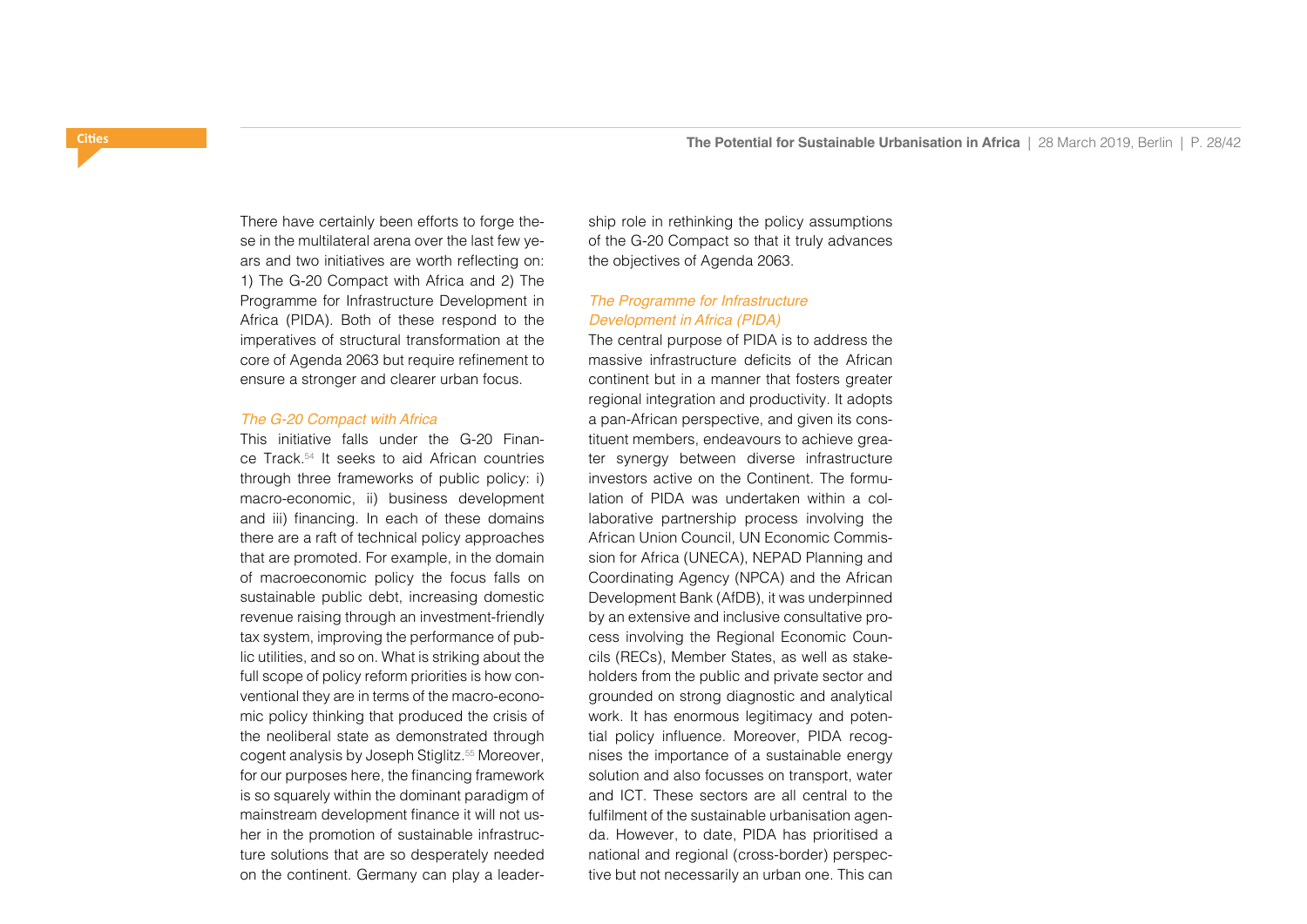There have certainly been efforts to forge these in the multilateral arena over the last few years and two initiatives are worth reflecting on: 1) The G-20 Compact with Africa and 2) The Programme for Infrastructure Development in Africa (PIDA). Both of these respond to the imperatives of structural transformation at the core of Agenda 2063 but require refinement to ensure a stronger and clearer urban focus.

*The G-20 Compact with Africa*

This initiative falls under the G-20 Finance Track.[54] It seeks to aid African countries through three frameworks of public policy: i) macro-economic, ii) business development and iii) financing. In each of these domains there are a raft of technical policy approaches that are promoted. For example, in the domain of macroeconomic policy the focus falls on sustainable public debt, increasing domestic revenue raising through an investment-friendly tax system, improving the performance of public utilities, and so on. What is striking about the full scope of policy reform priorities is how conventional they are in terms of the macro-economic policy thinking that produced the crisis of the neoliberal state as demonstrated through cogent analysis by Joseph Stiglitz.[55] Moreover, for our purposes here, the financing framework is so squarely within the dominant paradigm of mainstream development finance it will not usher in the promotion of sustainable infrastructure solutions that are so desperately needed on the continent. Germany can play a leadership role in rethinking the policy assumptions of the G-20 Compact so that it truly advances the objectives of Agenda 2063.

*The Programme for Infrastructure Development in Africa (PIDA)*

The central purpose of PIDA is to address the massive infrastructure deficits of the African continent but in a manner that fosters greater regional integration and productivity. It adopts a pan-African perspective, and given its constituent members, endeavours to achieve greater synergy between diverse infrastructure investors active on the Continent. The formulation of PIDA was undertaken within a collaborative partnership process involving the African Union Council, UN Economic Commission for Africa (UNECA), NEPAD Planning and Coordinating Agency (NPCA) and the African Development Bank (AfDB), it was underpinned by an extensive and inclusive consultative process involving the Regional Economic Councils (RECs), Member States, as well as stakeholders from the public and private sector and grounded on strong diagnostic and analytical work. It has enormous legitimacy and potential policy influence. Moreover, PIDA recognises the importance of a sustainable energy solution and also focusses on transport, water and ICT. These sectors are all central to the fulfilment of the sustainable urbanisation agenda. However, to date, PIDA has prioritised a national and regional (cross-border) perspective but not necessarily an urban one. This can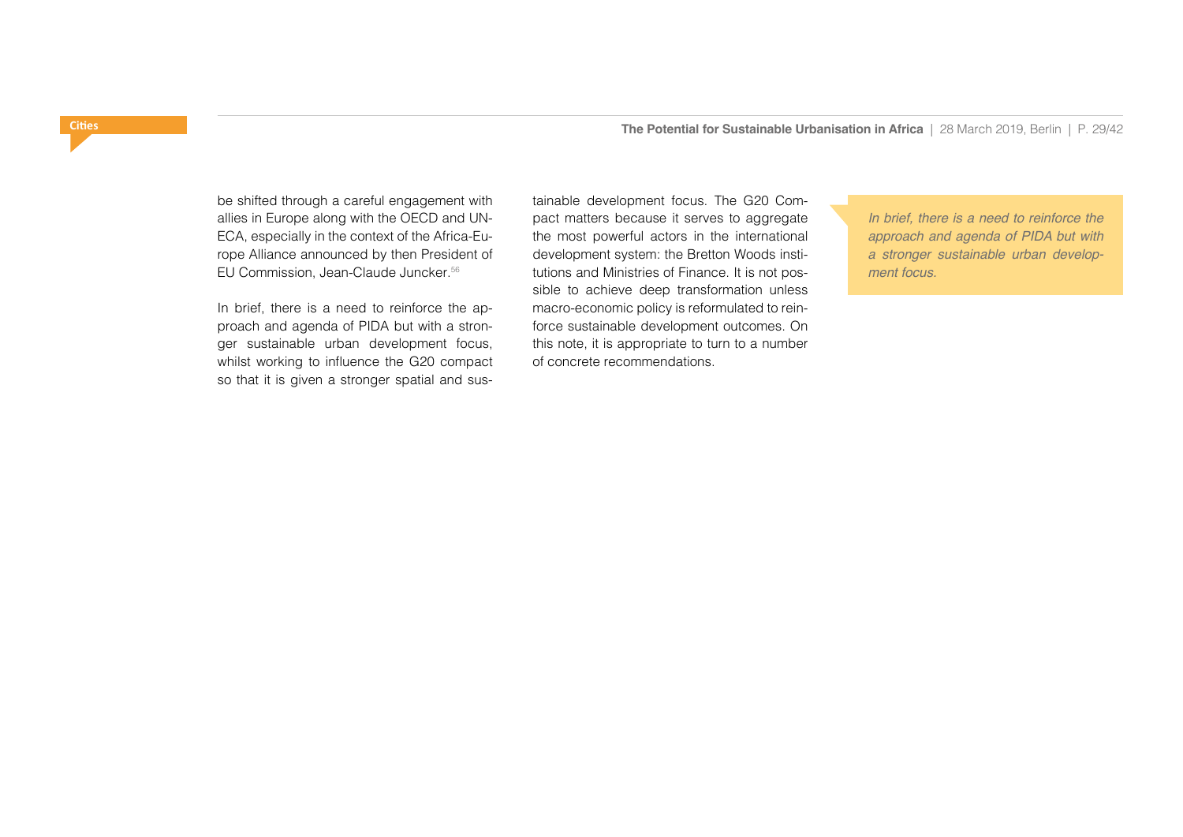be shifted through a careful engagement with allies in Europe along with the OECD and UN-ECA, especially in the context of the Africa-Europe Alliance announced by then President of EU Commission, Jean-Claude Juncker.[56]

In brief, there is a need to reinforce the approach and agenda of PIDA but with a stronger sustainable urban development focus, whilst working to influence the G20 compact so that it is given a stronger spatial and sustainable development focus. The G20 Compact matters because it serves to aggregate the most powerful actors in the international development system: the Bretton Woods institutions and Ministries of Finance. It is not possible to achieve deep transformation unless macro-economic policy is reformulated to reinforce sustainable development outcomes. On this note, it is appropriate to turn to a number of concrete recommendations.

> *In brief, there is a need to reinforce the approach and agenda of PIDA but with a stronger sustainable urban development focus.*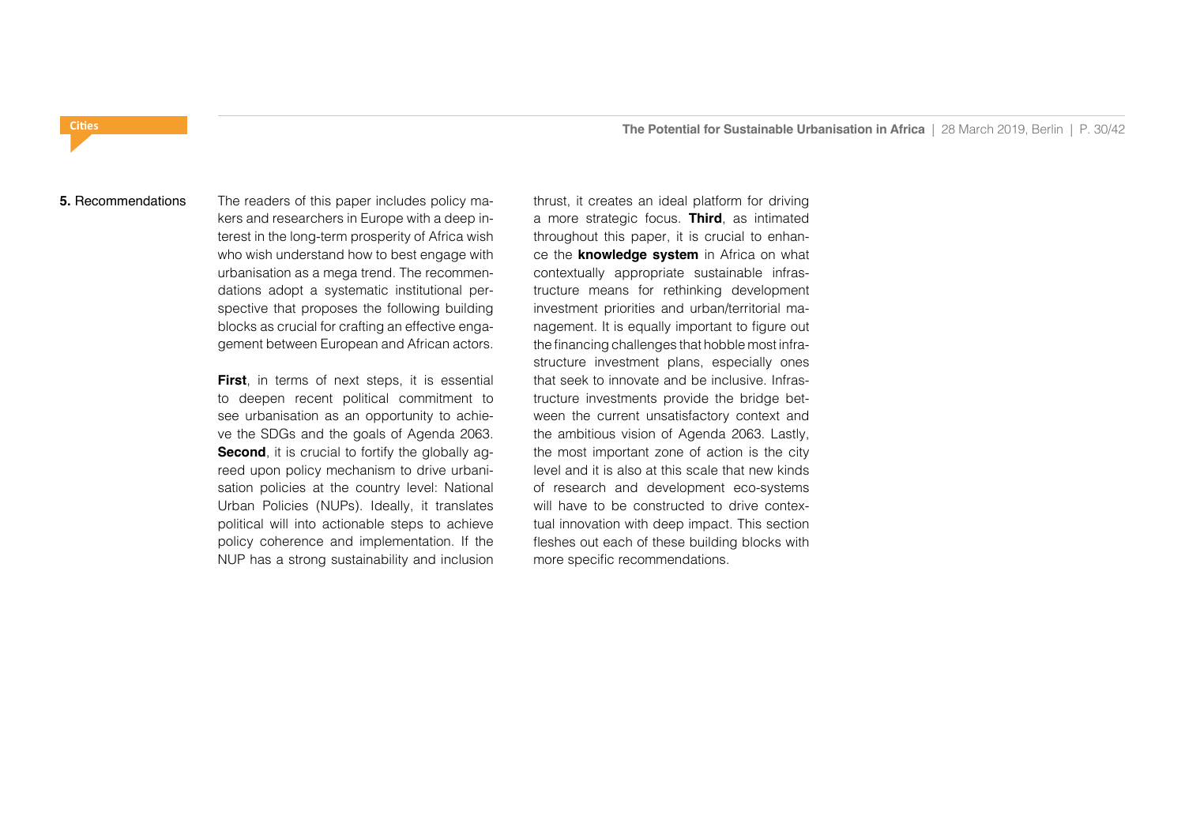## **5.** Recommendations

The readers of this paper includes policy makers and researchers in Europe with a deep interest in the long-term prosperity of Africa wish who wish understand how to best engage with urbanisation as a mega trend. The recommendations adopt a systematic institutional perspective that proposes the following building blocks as crucial for crafting an effective engagement between European and African actors.

**First**, in terms of next steps, it is essential to deepen recent political commitment to see urbanisation as an opportunity to achieve the SDGs and the goals of Agenda 2063. **Second**, it is crucial to fortify the globally agreed upon policy mechanism to drive urbanisation policies at the country level: National Urban Policies (NUPs). Ideally, it translates political will into actionable steps to achieve policy coherence and implementation. If the NUP has a strong sustainability and inclusion thrust, it creates an ideal platform for driving a more strategic focus. **Third**, as intimated throughout this paper, it is crucial to enhance the **knowledge system** in Africa on what contextually appropriate sustainable infrastructure means for rethinking development investment priorities and urban/territorial management. It is equally important to figure out the financing challenges that hobble most infrastructure investment plans, especially ones that seek to innovate and be inclusive. Infrastructure investments provide the bridge between the current unsatisfactory context and the ambitious vision of Agenda 2063. Lastly, the most important zone of action is the city level and it is also at this scale that new kinds of research and development eco-systems will have to be constructed to drive contextual innovation with deep impact. This section fleshes out each of these building blocks with more specific recommendations.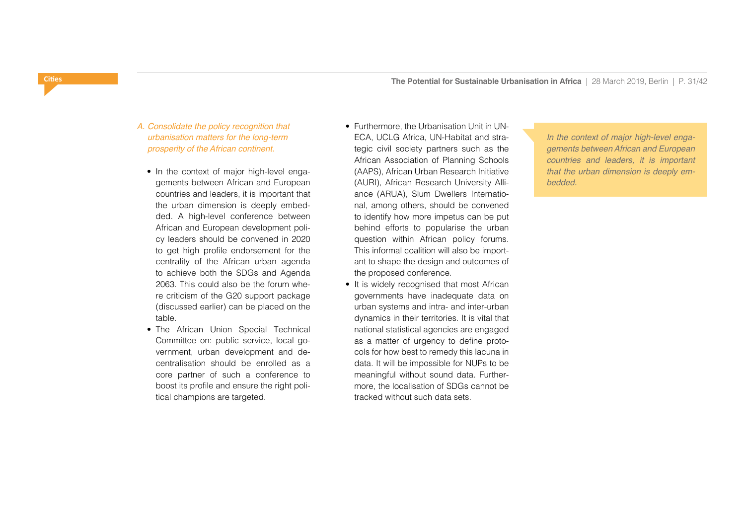*A. Consolidate the policy recognition that urbanisation matters for the long-term prosperity of the African continent.*

- In the context of major high-level engagements between African and European countries and leaders, it is important that the urban dimension is deeply embedded. A high-level conference between African and European development policy leaders should be convened in 2020 to get high profile endorsement for the centrality of the African urban agenda to achieve both the SDGs and Agenda 2063. This could also be the forum where criticism of the G20 support package (discussed earlier) can be placed on the table.
- The African Union Special Technical Committee on: public service, local government, urban development and decentralisation should be enrolled as a core partner of such a conference to boost its profile and ensure the right political champions are targeted.
- Furthermore, the Urbanisation Unit in UNECA, UCLG Africa, UN-Habitat and strategic civil society partners such as the African Association of Planning Schools (AAPS), African Urban Research Initiative (AURI), African Research University Alliance (ARUA), Slum Dwellers International, among others, should be convened to identify how more impetus can be put behind efforts to popularise the urban question within African policy forums. This informal coalition will also be important to shape the design and outcomes of the proposed conference.
- It is widely recognised that most African governments have inadequate data on urban systems and intra- and inter-urban dynamics in their territories. It is vital that national statistical agencies are engaged as a matter of urgency to define protocols for how best to remedy this lacuna in data. It will be impossible for NUPs to be meaningful without sound data. Furthermore, the localisation of SDGs cannot be tracked without such data sets.

> *In the context of major high-level engagements between African and European countries and leaders, it is important that the urban dimension is deeply embedded.*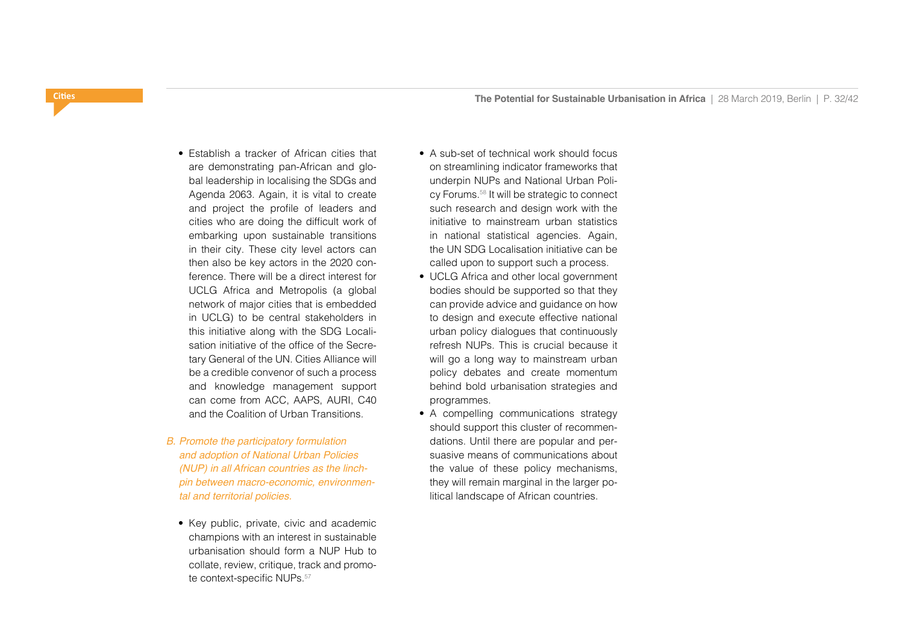- Establish a tracker of African cities that are demonstrating pan-African and global leadership in localising the SDGs and Agenda 2063. Again, it is vital to create and project the profile of leaders and cities who are doing the difficult work of embarking upon sustainable transitions in their city. These city level actors can then also be key actors in the 2020 conference. There will be a direct interest for UCLG Africa and Metropolis (a global network of major cities that is embedded in UCLG) to be central stakeholders in this initiative along with the SDG Localisation initiative of the office of the Secretary General of the UN. Cities Alliance will be a credible convenor of such a process and knowledge management support can come from ACC, AAPS, AURI, C40 and the Coalition of Urban Transitions.

*B. Promote the participatory formulation and adoption of National Urban Policies (NUP) in all African countries as the linchpin between macro-economic, environmental and territorial policies.*

- Key public, private, civic and academic champions with an interest in sustainable urbanisation should form a NUP Hub to collate, review, critique, track and promote context-specific NUPs.[57]
- A sub-set of technical work should focus on streamlining indicator frameworks that underpin NUPs and National Urban Policy Forums.[58] It will be strategic to connect such research and design work with the initiative to mainstream urban statistics in national statistical agencies. Again, the UN SDG Localisation initiative can be called upon to support such a process.
- UCLG Africa and other local government bodies should be supported so that they can provide advice and guidance on how to design and execute effective national urban policy dialogues that continuously refresh NUPs. This is crucial because it will go a long way to mainstream urban policy debates and create momentum behind bold urbanisation strategies and programmes.
- A compelling communications strategy should support this cluster of recommendations. Until there are popular and persuasive means of communications about the value of these policy mechanisms, they will remain marginal in the larger political landscape of African countries.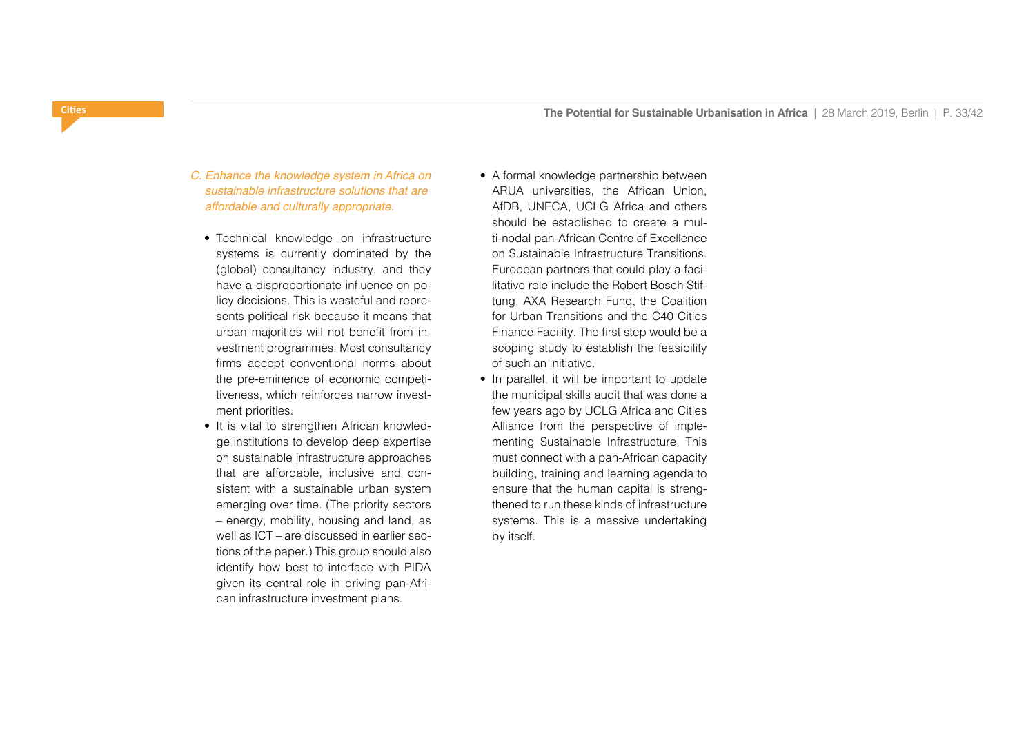*C. Enhance the knowledge system in Africa on sustainable infrastructure solutions that are affordable and culturally appropriate.*

- Technical knowledge on infrastructure systems is currently dominated by the (global) consultancy industry, and they have a disproportionate influence on policy decisions. This is wasteful and represents political risk because it means that urban majorities will not benefit from investment programmes. Most consultancy firms accept conventional norms about the pre-eminence of economic competitiveness, which reinforces narrow investment priorities.
- It is vital to strengthen African knowledge institutions to develop deep expertise on sustainable infrastructure approaches that are affordable, inclusive and consistent with a sustainable urban system emerging over time. (The priority sectors – energy, mobility, housing and land, as well as ICT – are discussed in earlier sections of the paper.) This group should also identify how best to interface with PIDA given its central role in driving pan-African infrastructure investment plans.
- A formal knowledge partnership between ARUA universities, the African Union, AfDB, UNECA, UCLG Africa and others should be established to create a multi-nodal pan-African Centre of Excellence on Sustainable Infrastructure Transitions. European partners that could play a facilitative role include the Robert Bosch Stiftung, AXA Research Fund, the Coalition for Urban Transitions and the C40 Cities Finance Facility. The first step would be a scoping study to establish the feasibility of such an initiative.
- In parallel, it will be important to update the municipal skills audit that was done a few years ago by UCLG Africa and Cities Alliance from the perspective of implementing Sustainable Infrastructure. This must connect with a pan-African capacity building, training and learning agenda to ensure that the human capital is strengthened to run these kinds of infrastructure systems. This is a massive undertaking by itself.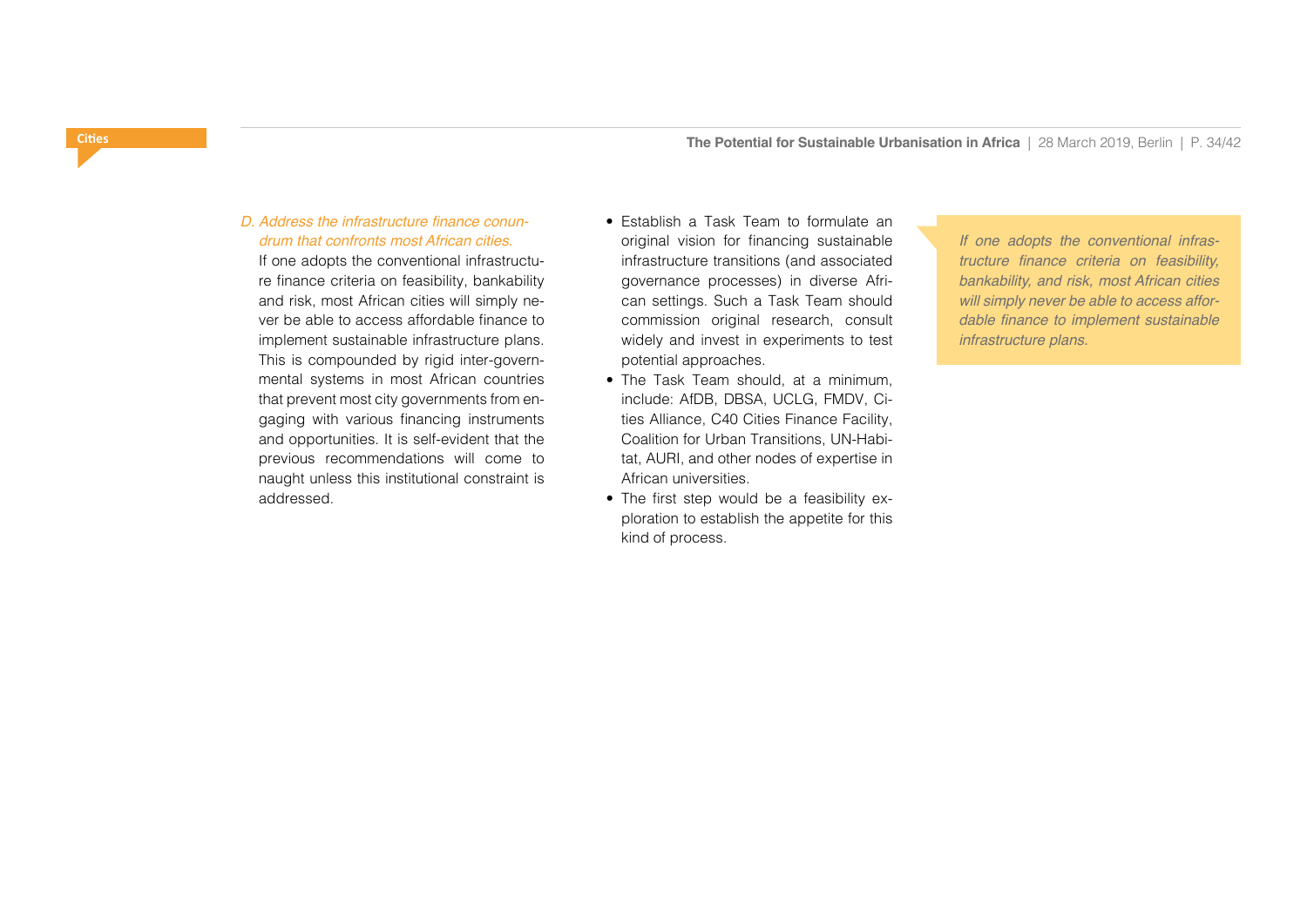*D. Address the infrastructure finance conundrum that confronts most African cities.*

If one adopts the conventional infrastructure finance criteria on feasibility, bankability and risk, most African cities will simply never be able to access affordable finance to implement sustainable infrastructure plans. This is compounded by rigid inter-governmental systems in most African countries that prevent most city governments from engaging with various financing instruments and opportunities. It is self-evident that the previous recommendations will come to naught unless this institutional constraint is addressed.

- Establish a Task Team to formulate an original vision for financing sustainable infrastructure transitions (and associated governance processes) in diverse African settings. Such a Task Team should commission original research, consult widely and invest in experiments to test potential approaches.
- The Task Team should, at a minimum, include: AfDB, DBSA, UCLG, FMDV, Cities Alliance, C40 Cities Finance Facility, Coalition for Urban Transitions, UN-Habitat, AURI, and other nodes of expertise in African universities.
- The first step would be a feasibility exploration to establish the appetite for this kind of process.

> *If one adopts the conventional infrastructure finance criteria on feasibility, bankability, and risk, most African cities will simply never be able to access affordable finance to implement sustainable infrastructure plans.*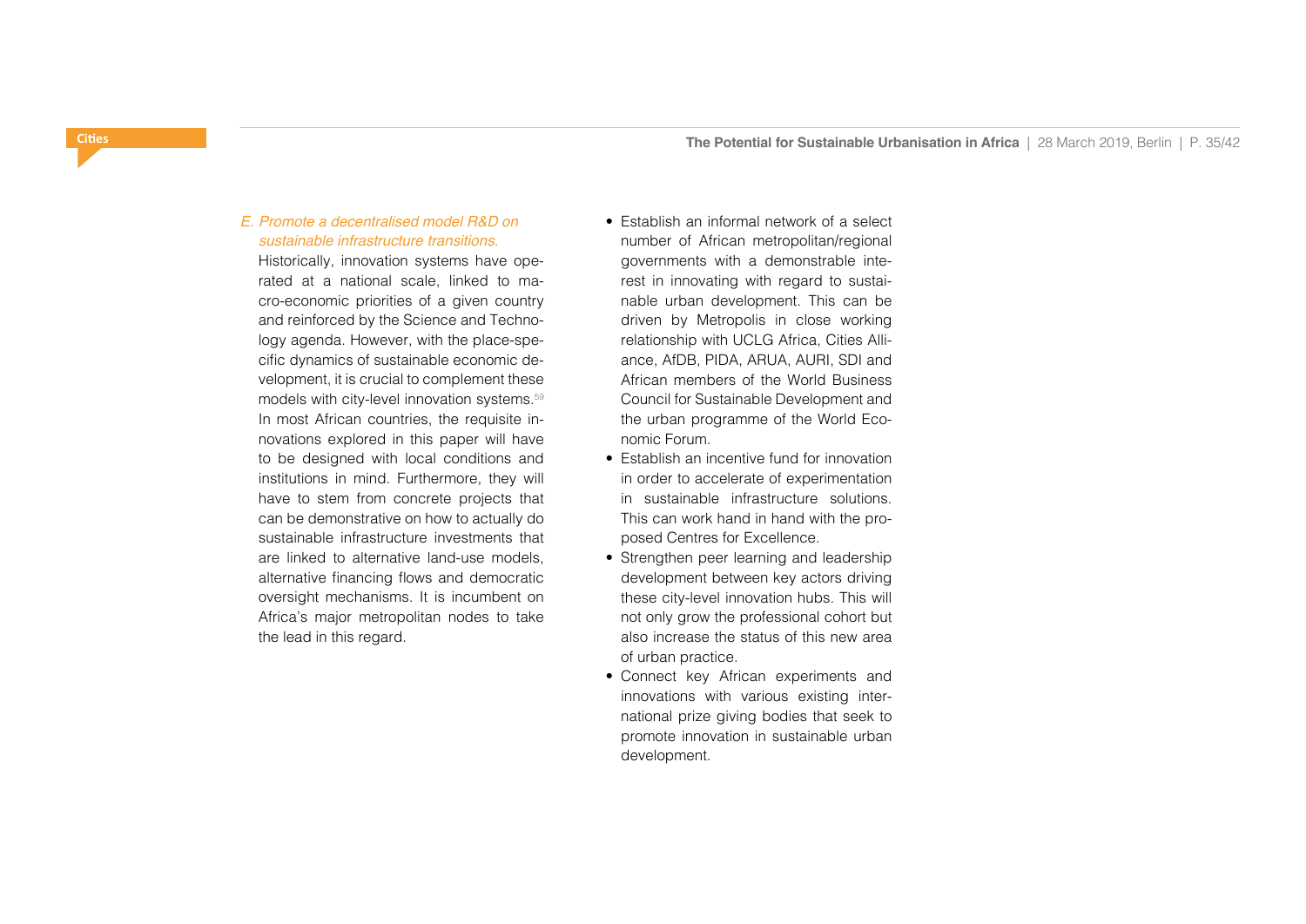*E. Promote a decentralised model R&D on sustainable infrastructure transitions.*

Historically, innovation systems have operated at a national scale, linked to macro-economic priorities of a given country and reinforced by the Science and Technology agenda. However, with the place-specific dynamics of sustainable economic development, it is crucial to complement these models with city-level innovation systems.[59] In most African countries, the requisite innovations explored in this paper will have to be designed with local conditions and institutions in mind. Furthermore, they will have to stem from concrete projects that can be demonstrative on how to actually do sustainable infrastructure investments that are linked to alternative land-use models, alternative financing flows and democratic oversight mechanisms. It is incumbent on Africa's major metropolitan nodes to take the lead in this regard.

- Establish an informal network of a select number of African metropolitan/regional governments with a demonstrable interest in innovating with regard to sustainable urban development. This can be driven by Metropolis in close working relationship with UCLG Africa, Cities Alliance, AfDB, PIDA, ARUA, AURI, SDI and African members of the World Business Council for Sustainable Development and the urban programme of the World Economic Forum.
- Establish an incentive fund for innovation in order to accelerate of experimentation in sustainable infrastructure solutions. This can work hand in hand with the proposed Centres for Excellence.
- Strengthen peer learning and leadership development between key actors driving these city-level innovation hubs. This will not only grow the professional cohort but also increase the status of this new area of urban practice.
- Connect key African experiments and innovations with various existing international prize giving bodies that seek to promote innovation in sustainable urban development.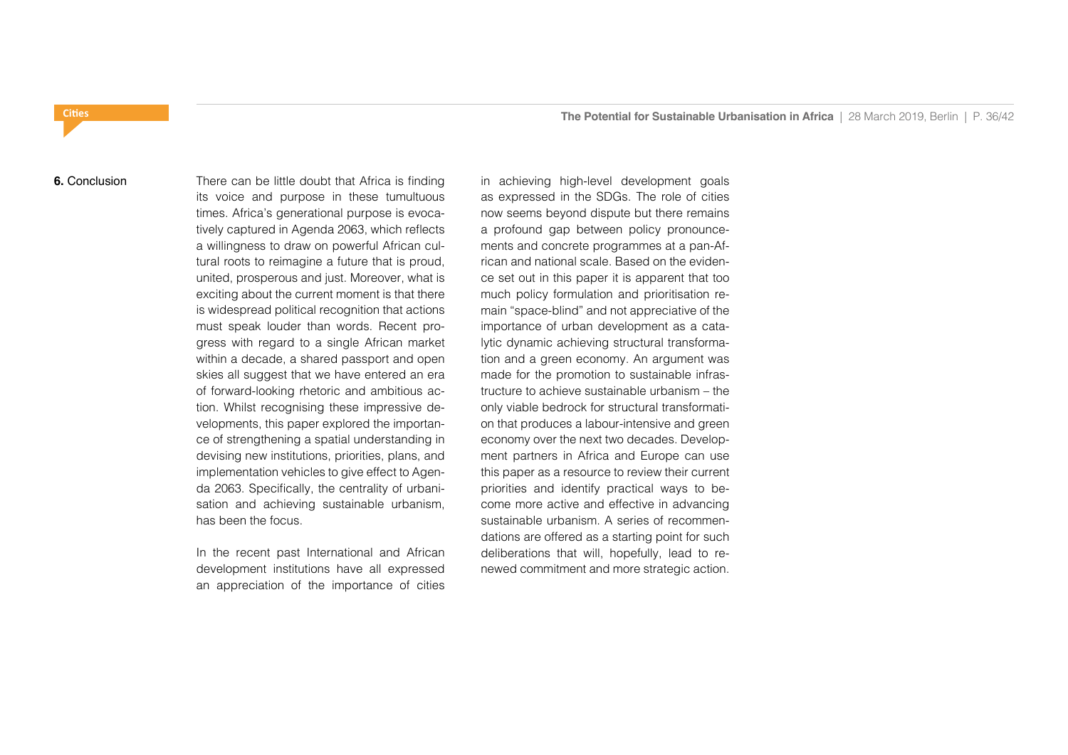## 6. Conclusion

There can be little doubt that Africa is finding its voice and purpose in these tumultuous times. Africa's generational purpose is evocatively captured in Agenda 2063, which reflects a willingness to draw on powerful African cultural roots to reimagine a future that is proud, united, prosperous and just. Moreover, what is exciting about the current moment is that there is widespread political recognition that actions must speak louder than words. Recent progress with regard to a single African market within a decade, a shared passport and open skies all suggest that we have entered an era of forward-looking rhetoric and ambitious action. Whilst recognising these impressive developments, this paper explored the importance of strengthening a spatial understanding in devising new institutions, priorities, plans, and implementation vehicles to give effect to Agenda 2063. Specifically, the centrality of urbanisation and achieving sustainable urbanism, has been the focus.

In the recent past International and African development institutions have all expressed an appreciation of the importance of cities in achieving high-level development goals as expressed in the SDGs. The role of cities now seems beyond dispute but there remains a profound gap between policy pronouncements and concrete programmes at a pan-African and national scale. Based on the evidence set out in this paper it is apparent that too much policy formulation and prioritisation remain "space-blind" and not appreciative of the importance of urban development as a catalytic dynamic achieving structural transformation and a green economy. An argument was made for the promotion to sustainable infrastructure to achieve sustainable urbanism – the only viable bedrock for structural transformation that produces a labour-intensive and green economy over the next two decades. Development partners in Africa and Europe can use this paper as a resource to review their current priorities and identify practical ways to become more active and effective in advancing sustainable urbanism. A series of recommendations are offered as a starting point for such deliberations that will, hopefully, lead to renewed commitment and more strategic action.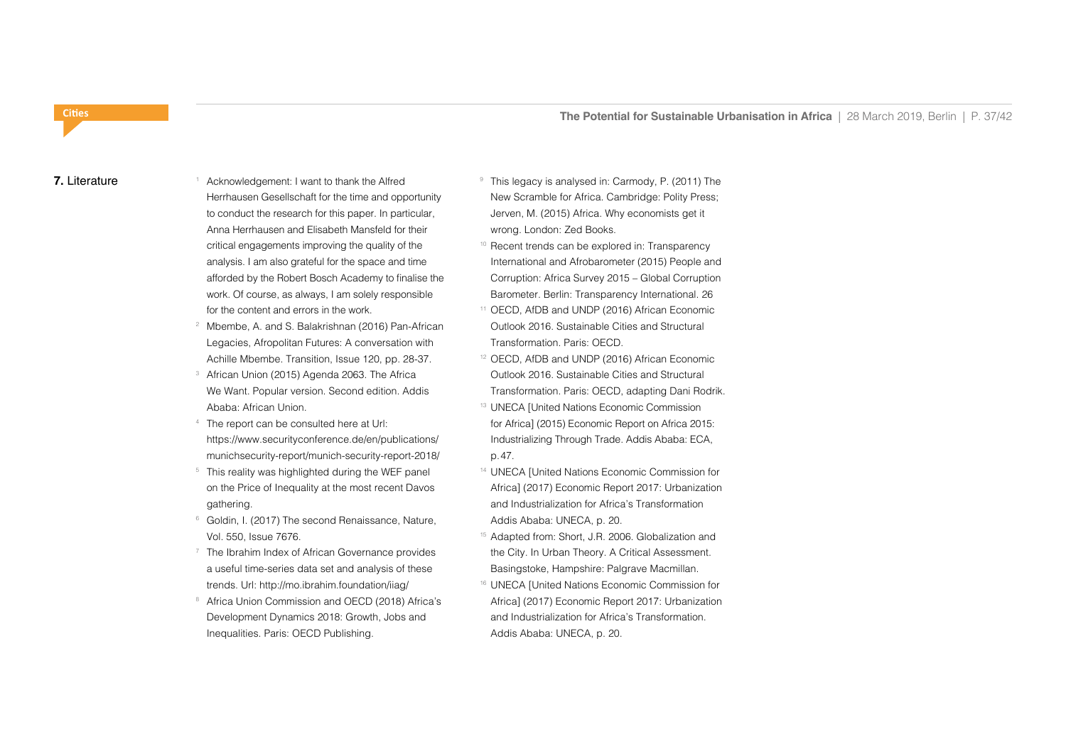## 7. Literature

1. Acknowledgement: I want to thank the Alfred Herrhausen Gesellschaft for the time and opportunity to conduct the research for this paper. In particular, Anna Herrhausen and Elisabeth Mansfeld for their critical engagements improving the quality of the analysis. I am also grateful for the space and time afforded by the Robert Bosch Academy to finalise the work. Of course, as always, I am solely responsible for the content and errors in the work.
2. Mbembe, A. and S. Balakrishnan (2016) Pan-African Legacies, Afropolitan Futures: A conversation with Achille Mbembe. Transition, Issue 120, pp. 28-37.
3. African Union (2015) Agenda 2063. The Africa We Want. Popular version. Second edition. Addis Ababa: African Union.
4. The report can be consulted here at Url: https://www.securityconference.de/en/publications/munichsecurity-report/munich-security-report-2018/
5. This reality was highlighted during the WEF panel on the Price of Inequality at the most recent Davos gathering.
6. Goldin, I. (2017) The second Renaissance, Nature, Vol. 550, Issue 7676.
7. The Ibrahim Index of African Governance provides a useful time-series data set and analysis of these trends. Url: http://mo.ibrahim.foundation/iiag/
8. Africa Union Commission and OECD (2018) Africa's Development Dynamics 2018: Growth, Jobs and Inequalities. Paris: OECD Publishing.
9. This legacy is analysed in: Carmody, P. (2011) The New Scramble for Africa. Cambridge: Polity Press; Jerven, M. (2015) Africa. Why economists get it wrong. London: Zed Books.
10. Recent trends can be explored in: Transparency International and Afrobarometer (2015) People and Corruption: Africa Survey 2015 – Global Corruption Barometer. Berlin: Transparency International. 26
11. OECD, AfDB and UNDP (2016) African Economic Outlook 2016. Sustainable Cities and Structural Transformation. Paris: OECD.
12. OECD, AfDB and UNDP (2016) African Economic Outlook 2016. Sustainable Cities and Structural Transformation. Paris: OECD, adapting Dani Rodrik.
13. UNECA [United Nations Economic Commission for Africa] (2015) Economic Report on Africa 2015: Industrializing Through Trade. Addis Ababa: ECA, p.47.
14. UNECA [United Nations Economic Commission for Africa] (2017) Economic Report 2017: Urbanization and Industrialization for Africa's Transformation Addis Ababa: UNECA, p. 20.
15. Adapted from: Short, J.R. 2006. Globalization and the City. In Urban Theory. A Critical Assessment. Basingstoke, Hampshire: Palgrave Macmillan.
16. UNECA [United Nations Economic Commission for Africa] (2017) Economic Report 2017: Urbanization and Industrialization for Africa's Transformation. Addis Ababa: UNECA, p. 20.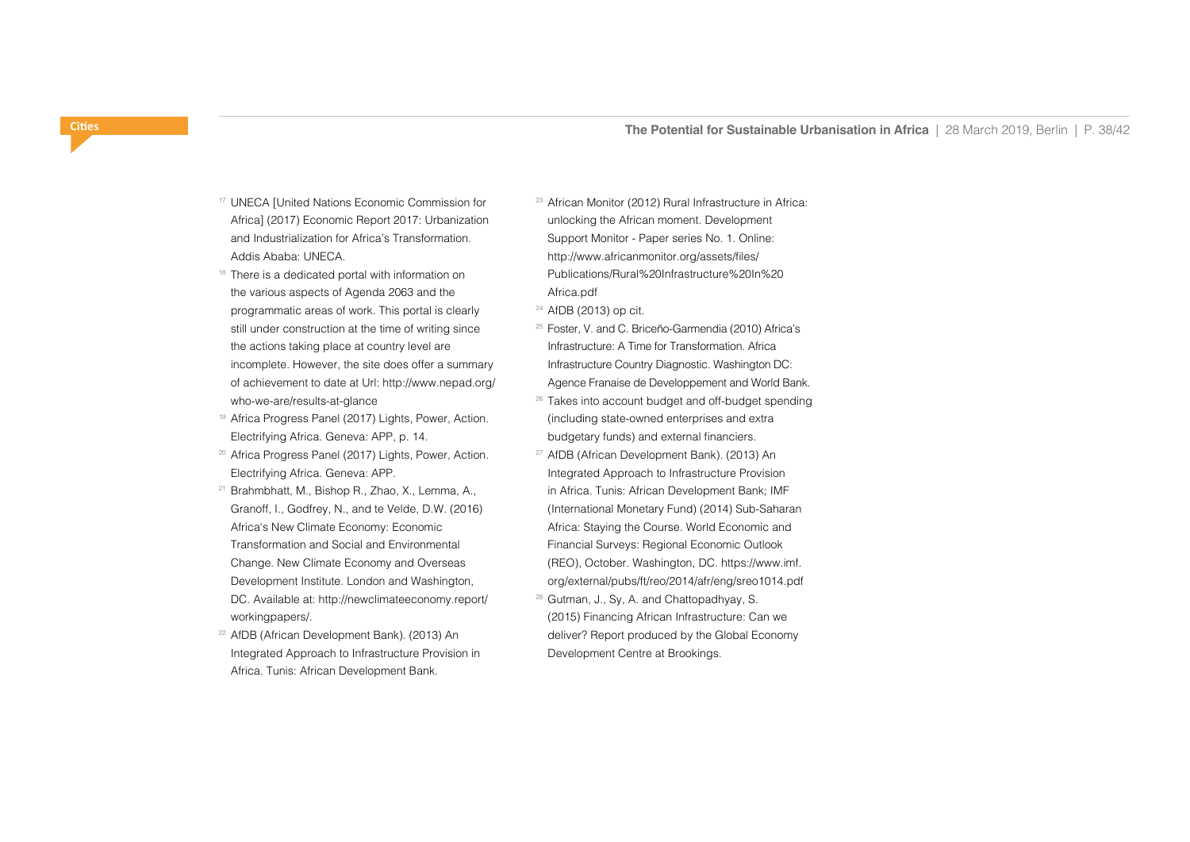[17] UNECA [United Nations Economic Commission for Africa] (2017) Economic Report 2017: Urbanization and Industrialization for Africa's Transformation. Addis Ababa: UNECA.

[18] There is a dedicated portal with information on the various aspects of Agenda 2063 and the programmatic areas of work. This portal is clearly still under construction at the time of writing since the actions taking place at country level are incomplete. However, the site does offer a summary of achievement to date at Url: http://www.nepad.org/who-we-are/results-at-glance

[19] Africa Progress Panel (2017) Lights, Power, Action. Electrifying Africa. Geneva: APP, p. 14.

[20] Africa Progress Panel (2017) Lights, Power, Action. Electrifying Africa. Geneva: APP.

[21] Brahmbhatt, M., Bishop R., Zhao, X., Lemma, A., Granoff, I., Godfrey, N., and te Velde, D.W. (2016) Africa's New Climate Economy: Economic Transformation and Social and Environmental Change. New Climate Economy and Overseas Development Institute. London and Washington, DC. Available at: http://newclimateeconomy.report/workingpapers/.

[22] AfDB (African Development Bank). (2013) An Integrated Approach to Infrastructure Provision in Africa. Tunis: African Development Bank.

[23] African Monitor (2012) Rural Infrastructure in Africa: unlocking the African moment. Development Support Monitor - Paper series No. 1. Online: http://www.africanmonitor.org/assets/files/Publications/Rural%20Infrastructure%20In%20Africa.pdf

[24] AfDB (2013) op cit.

[25] Foster, V. and C. Briceño-Garmendia (2010) Africa's Infrastructure: A Time for Transformation. Africa Infrastructure Country Diagnostic. Washington DC: Agence Franaise de Developpement and World Bank.

[26] Takes into account budget and off-budget spending (including state-owned enterprises and extra budgetary funds) and external financiers.

[27] AfDB (African Development Bank). (2013) An Integrated Approach to Infrastructure Provision in Africa. Tunis: African Development Bank; IMF (International Monetary Fund) (2014) Sub-Saharan Africa: Staying the Course. World Economic and Financial Surveys: Regional Economic Outlook (REO), October. Washington, DC. https://www.imf.org/external/pubs/ft/reo/2014/afr/eng/sreo1014.pdf

[28] Gutman, J., Sy, A. and Chattopadhyay, S. (2015) Financing African Infrastructure: Can we deliver? Report produced by the Global Economy Development Centre at Brookings.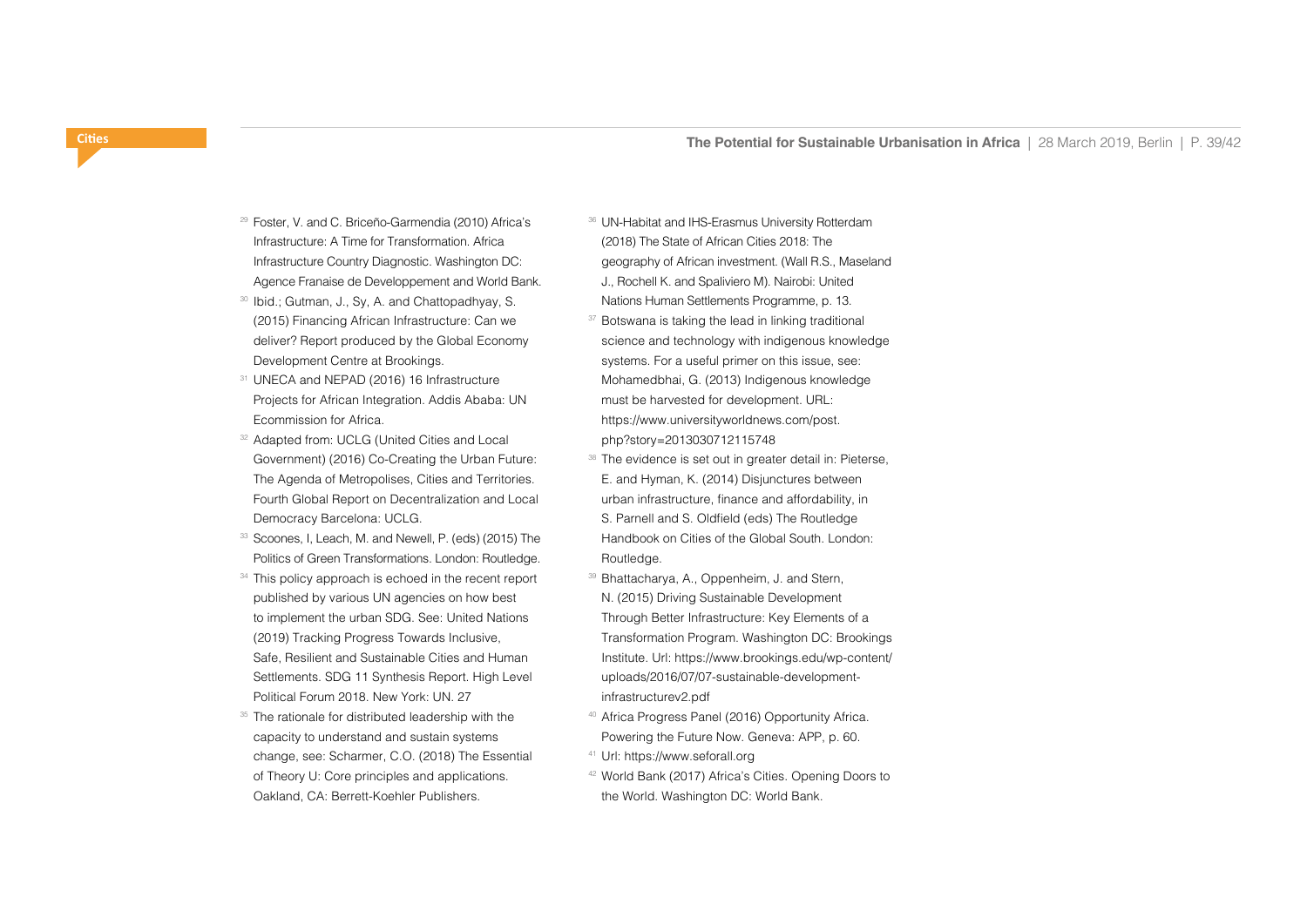[29] Foster, V. and C. Briceño-Garmendia (2010) Africa's Infrastructure: A Time for Transformation. Africa Infrastructure Country Diagnostic. Washington DC: Agence Franaise de Developpement and World Bank.

[30] Ibid.; Gutman, J., Sy, A. and Chattopadhyay, S. (2015) Financing African Infrastructure: Can we deliver? Report produced by the Global Economy Development Centre at Brookings.

[31] UNECA and NEPAD (2016) 16 Infrastructure Projects for African Integration. Addis Ababa: UN Ecommission for Africa.

[32] Adapted from: UCLG (United Cities and Local Government) (2016) Co-Creating the Urban Future: The Agenda of Metropolises, Cities and Territories. Fourth Global Report on Decentralization and Local Democracy Barcelona: UCLG.

[33] Scoones, I, Leach, M. and Newell, P. (eds) (2015) The Politics of Green Transformations. London: Routledge.

[34] This policy approach is echoed in the recent report published by various UN agencies on how best to implement the urban SDG. See: United Nations (2019) Tracking Progress Towards Inclusive, Safe, Resilient and Sustainable Cities and Human Settlements. SDG 11 Synthesis Report. High Level Political Forum 2018. New York: UN. 27

[35] The rationale for distributed leadership with the capacity to understand and sustain systems change, see: Scharmer, C.O. (2018) The Essential of Theory U: Core principles and applications. Oakland, CA: Berrett-Koehler Publishers.

[36] UN-Habitat and IHS-Erasmus University Rotterdam (2018) The State of African Cities 2018: The geography of African investment. (Wall R.S., Maseland J., Rochell K. and Spaliviero M). Nairobi: United Nations Human Settlements Programme, p. 13.

[37] Botswana is taking the lead in linking traditional science and technology with indigenous knowledge systems. For a useful primer on this issue, see: Mohamedbhai, G. (2013) Indigenous knowledge must be harvested for development. URL: https://www.universityworldnews.com/post.php?story=2013030712115748

[38] The evidence is set out in greater detail in: Pieterse, E. and Hyman, K. (2014) Disjunctures between urban infrastructure, finance and affordability, in S. Parnell and S. Oldfield (eds) The Routledge Handbook on Cities of the Global South. London: Routledge.

[39] Bhattacharya, A., Oppenheim, J. and Stern, N. (2015) Driving Sustainable Development Through Better Infrastructure: Key Elements of a Transformation Program. Washington DC: Brookings Institute. Url: https://www.brookings.edu/wp-content/uploads/2016/07/07-sustainable-development-infrastructurev2.pdf

[40] Africa Progress Panel (2016) Opportunity Africa. Powering the Future Now. Geneva: APP, p. 60.

[41] Url: https://www.seforall.org

[42] World Bank (2017) Africa's Cities. Opening Doors to the World. Washington DC: World Bank.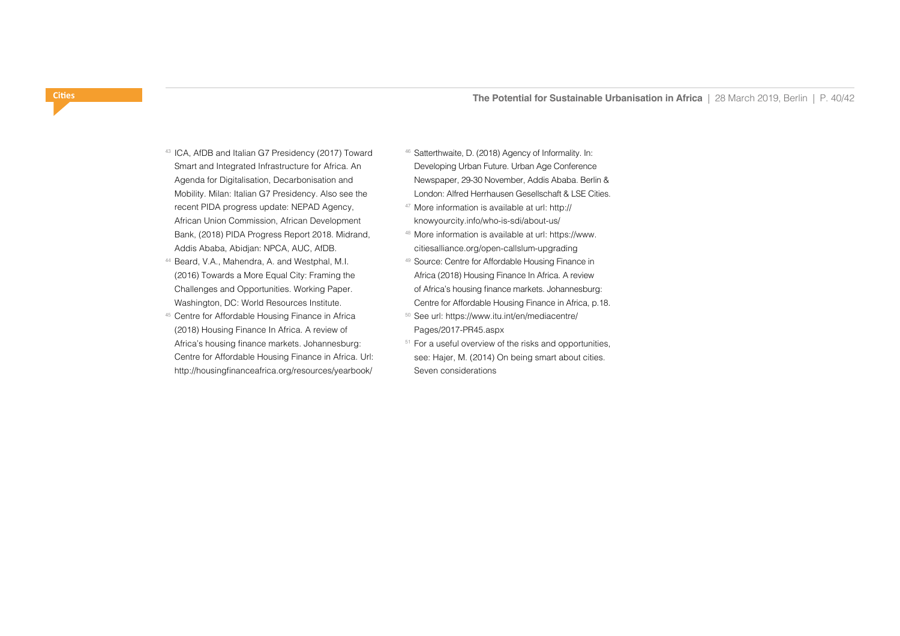[43] ICA, AfDB and Italian G7 Presidency (2017) Toward Smart and Integrated Infrastructure for Africa. An Agenda for Digitalisation, Decarbonisation and Mobility. Milan: Italian G7 Presidency. Also see the recent PIDA progress update: NEPAD Agency, African Union Commission, African Development Bank, (2018) PIDA Progress Report 2018. Midrand, Addis Ababa, Abidjan: NPCA, AUC, AfDB.

[44] Beard, V.A., Mahendra, A. and Westphal, M.I. (2016) Towards a More Equal City: Framing the Challenges and Opportunities. Working Paper. Washington, DC: World Resources Institute.

[45] Centre for Affordable Housing Finance in Africa (2018) Housing Finance In Africa. A review of Africa's housing finance markets. Johannesburg: Centre for Affordable Housing Finance in Africa. Url: http://housingfinanceafrica.org/resources/yearbook/

[46] Satterthwaite, D. (2018) Agency of Informality. In: Developing Urban Future. Urban Age Conference Newspaper, 29-30 November, Addis Ababa. Berlin & London: Alfred Herrhausen Gesellschaft & LSE Cities.

[47] More information is available at url: http://knowyourcity.info/who-is-sdi/about-us/

[48] More information is available at url: https://www.citiesalliance.org/open-callslum-upgrading

[49] Source: Centre for Affordable Housing Finance in Africa (2018) Housing Finance In Africa. A review of Africa's housing finance markets. Johannesburg: Centre for Affordable Housing Finance in Africa, p.18.

[50] See url: https://www.itu.int/en/mediacentre/Pages/2017-PR45.aspx

[51] For a useful overview of the risks and opportunities, see: Hajer, M. (2014) On being smart about cities. Seven considerations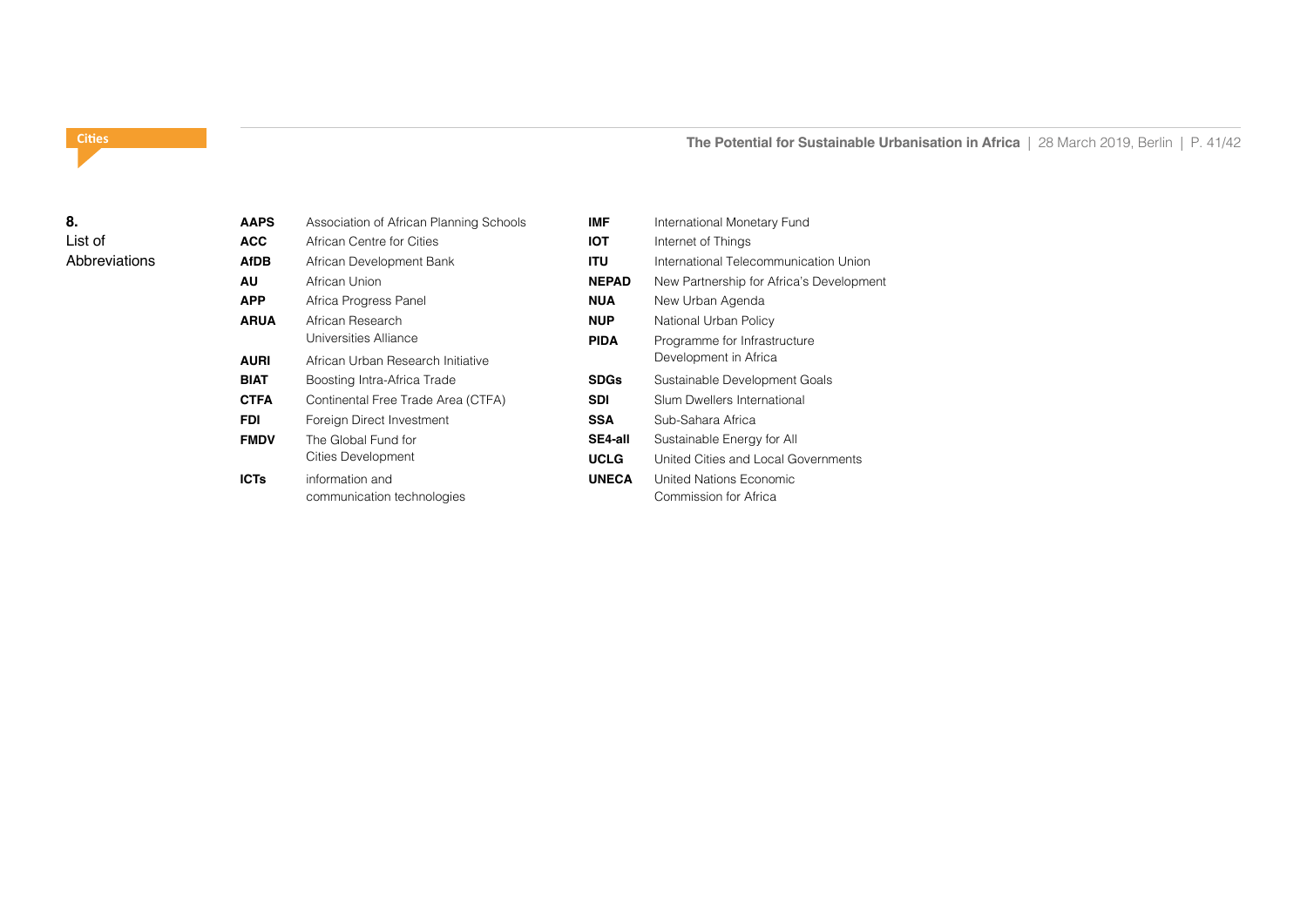## 8. List of Abbreviations

| Abbreviation | Meaning |
|---|---|
| **AAPS** | Association of African Planning Schools |
| **ACC** | African Centre for Cities |
| **AfDB** | African Development Bank |
| **AU** | African Union |
| **APP** | Africa Progress Panel |
| **ARUA** | African Research Universities Alliance |
| **AURI** | African Urban Research Initiative |
| **BIAT** | Boosting Intra-Africa Trade |
| **CTFA** | Continental Free Trade Area (CTFA) |
| **FDI** | Foreign Direct Investment |
| **FMDV** | The Global Fund for Cities Development |
| **ICTs** | information and communication technologies |
| **IMF** | International Monetary Fund |
| **IOT** | Internet of Things |
| **ITU** | International Telecommunication Union |
| **NEPAD** | New Partnership for Africa's Development |
| **NUA** | New Urban Agenda |
| **NUP** | National Urban Policy |
| **PIDA** | Programme for Infrastructure Development in Africa |
| **SDGs** | Sustainable Development Goals |
| **SDI** | Slum Dwellers International |
| **SSA** | Sub-Sahara Africa |
| **SE4-all** | Sustainable Energy for All |
| **UCLG** | United Cities and Local Governments |
| **UNECA** | United Nations Economic Commission for Africa |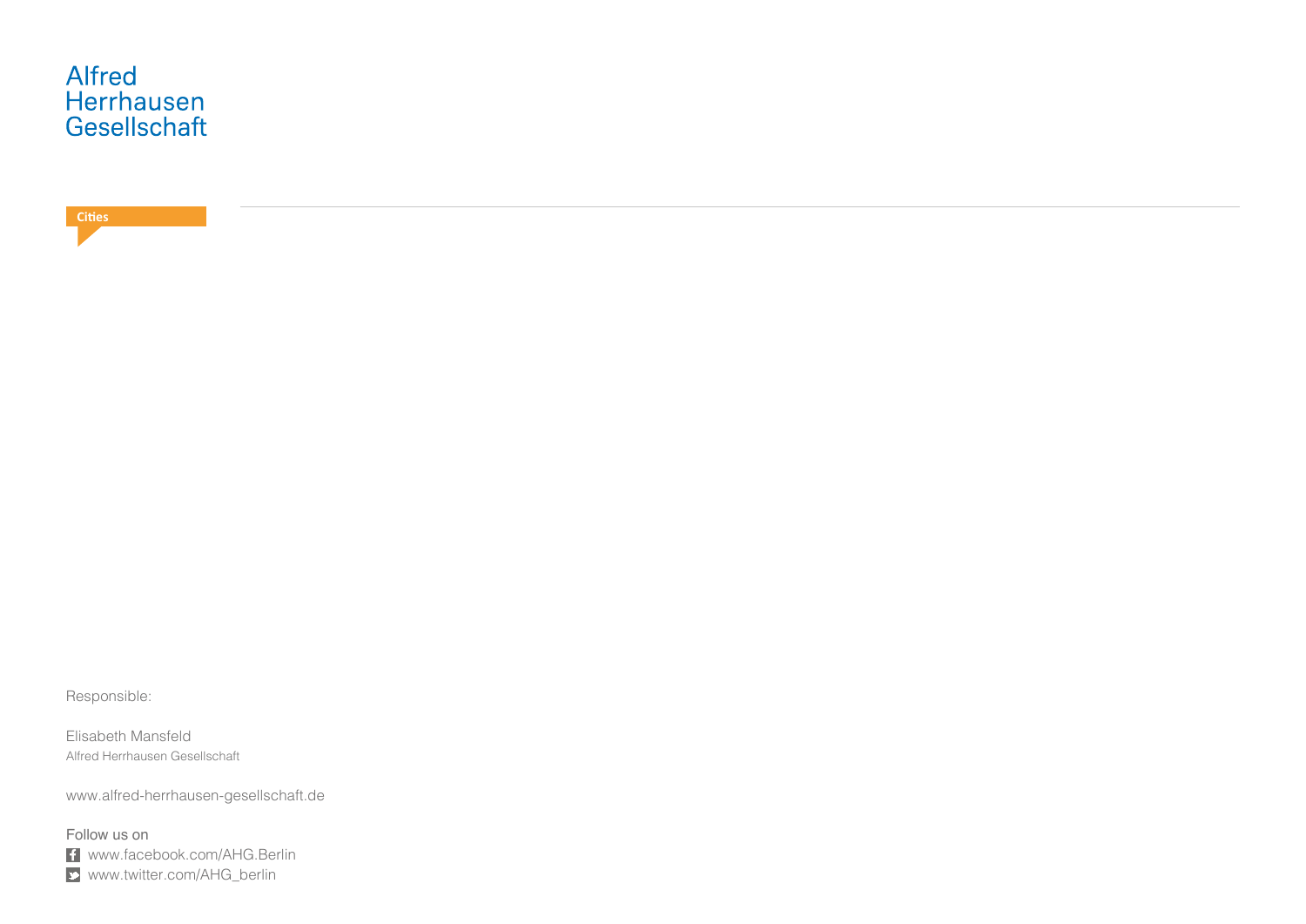Alfred
Herrhausen
Gesellschaft

Cities

Responsible:

Elisabeth Mansfeld
Alfred Herrhausen Gesellschaft

www.alfred-herrhausen-gesellschaft.de

Follow us on
www.facebook.com/AHG.Berlin
www.twitter.com/AHG_berlin